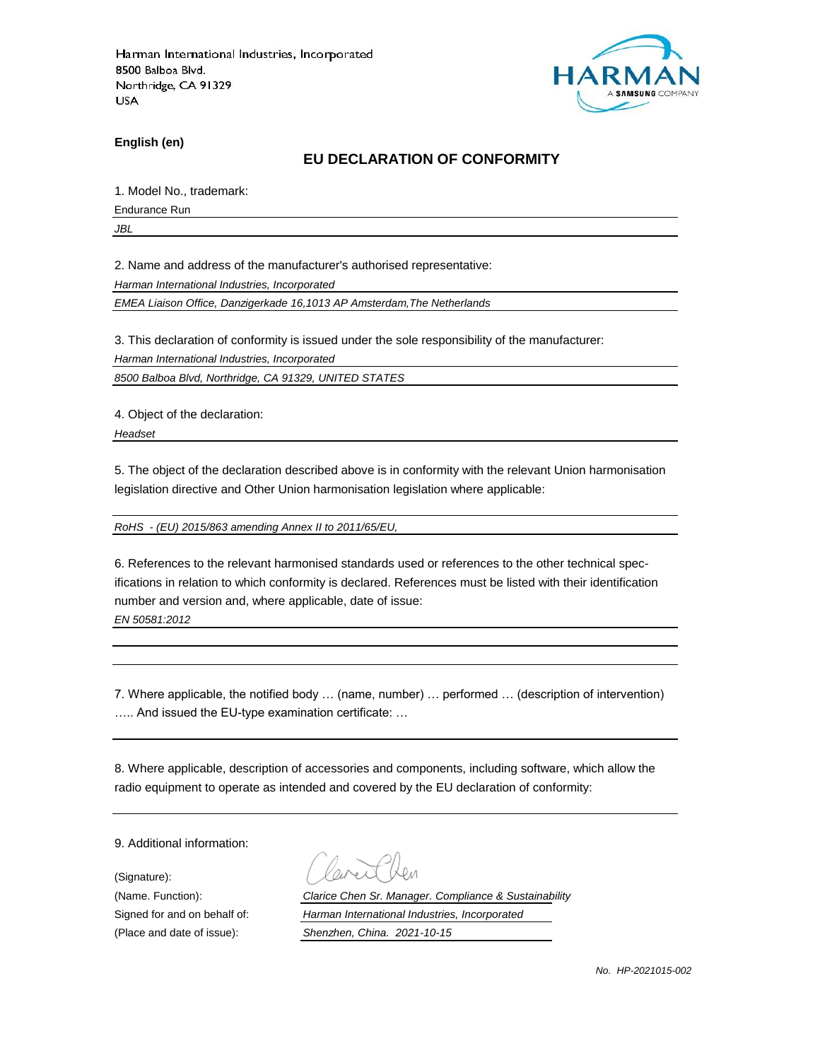Harman International Industries, Incorporated
8500 Balboa Blvd.
Northridge, CA 91329
USA

HARMAN
A SAMSUNG COMPANY

**English (en)**

## EU DECLARATION OF CONFORMITY

1. Model No., trademark:

Endurance Run

*JBL*

2. Name and address of the manufacturer's authorised representative:

*Harman International Industries, Incorporated*

*EMEA Liaison Office, Danzigerkade 16,1013 AP Amsterdam,The Netherlands*

3. This declaration of conformity is issued under the sole responsibility of the manufacturer:

*Harman International Industries, Incorporated*

*8500 Balboa Blvd, Northridge, CA 91329, UNITED STATES*

4. Object of the declaration:

*Headset*

5. The object of the declaration described above is in conformity with the relevant Union harmonisation legislation directive and Other Union harmonisation legislation where applicable:

*RoHS - (EU) 2015/863 amending Annex II to 2011/65/EU,*

6. References to the relevant harmonised standards used or references to the other technical specifications in relation to which conformity is declared. References must be listed with their identification number and version and, where applicable, date of issue:

*EN 50581:2012*

7. Where applicable, the notified body … (name, number) … performed … (description of intervention) ….. And issued the EU-type examination certificate: …

8. Where applicable, description of accessories and components, including software, which allow the radio equipment to operate as intended and covered by the EU declaration of conformity:

9. Additional information:

(Signature):

(Name. Function): *Clarice Chen Sr. Manager. Compliance & Sustainability*

Signed for and on behalf of: *Harman International Industries, Incorporated*

(Place and date of issue): *Shenzhen, China. 2021-10-15*

*No. HP-2021015-002*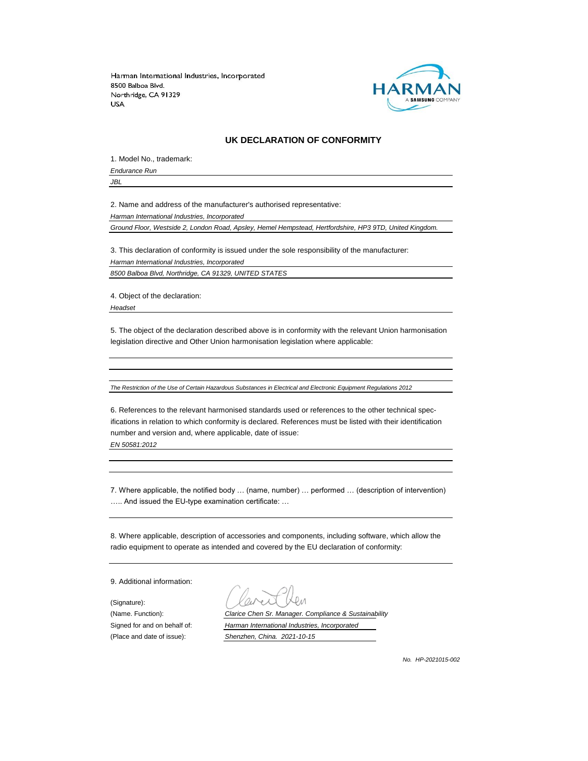Harman International Industries, Incorporated
8500 Balboa Blvd.
Northridge, CA 91329
USA

HARMAN
A SAMSUNG COMPANY

## UK DECLARATION OF CONFORMITY

1. Model No., trademark:

*Endurance Run*

*JBL*

2. Name and address of the manufacturer's authorised representative:

*Harman International Industries, Incorporated*

*Ground Floor, Westside 2, London Road, Apsley, Hemel Hempstead, Hertfordshire, HP3 9TD, United Kingdom.*

3. This declaration of conformity is issued under the sole responsibility of the manufacturer:

*Harman International Industries, Incorporated*

*8500 Balboa Blvd, Northridge, CA 91329, UNITED STATES*

4. Object of the declaration:

*Headset*

5. The object of the declaration described above is in conformity with the relevant Union harmonisation legislation directive and Other Union harmonisation legislation where applicable:

*The Restriction of the Use of Certain Hazardous Substances in Electrical and Electronic Equipment Regulations 2012*

6. References to the relevant harmonised standards used or references to the other technical specifications in relation to which conformity is declared. References must be listed with their identification number and version and, where applicable, date of issue:

*EN 50581:2012*

7. Where applicable, the notified body … (name, number) … performed … (description of intervention) ….. And issued the EU-type examination certificate: …

8. Where applicable, description of accessories and components, including software, which allow the radio equipment to operate as intended and covered by the EU declaration of conformity:

9. Additional information:

(Signature):

(Name. Function): *Clarice Chen Sr. Manager. Compliance & Sustainability*

Signed for and on behalf of: *Harman International Industries, Incorporated*

(Place and date of issue): *Shenzhen, China. 2021-10-15*

*No. HP-2021015-002*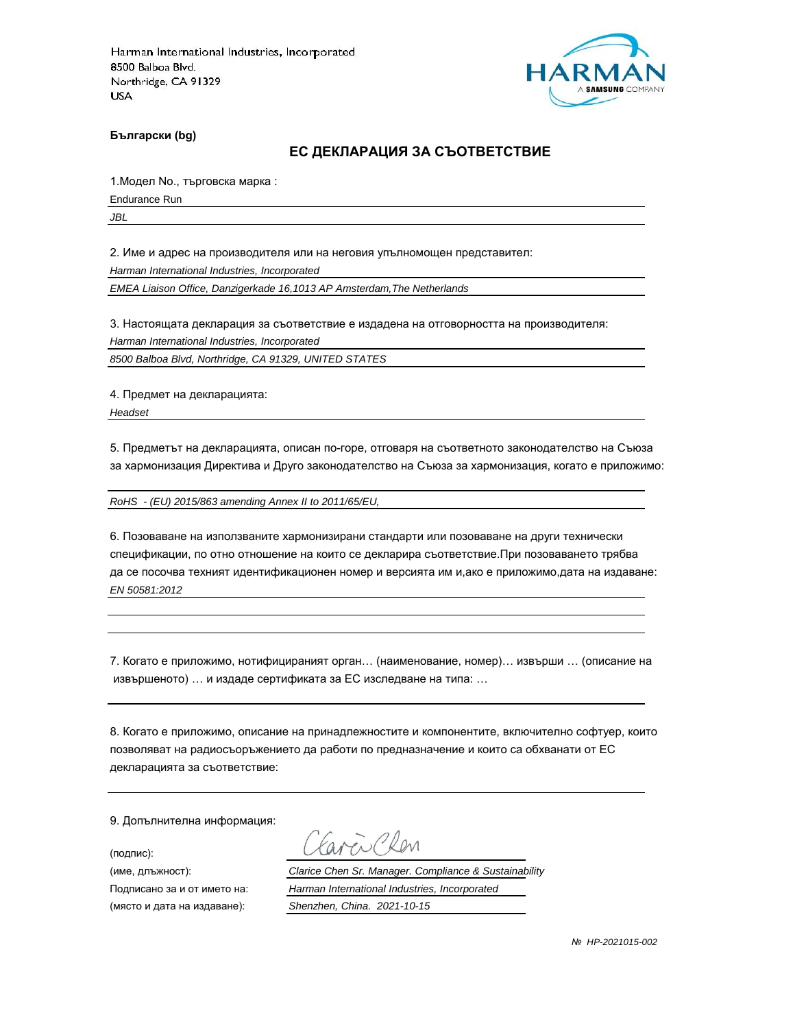Harman International Industries, Incorporated
8500 Balboa Blvd.
Northridge, CA 91329
USA

**Български (bg)**

## **ЕС ДЕКЛАРАЦИЯ ЗА СЪОТВЕТСТВИЕ**

1.Модел No., търговска марка :

Endurance Run

*JBL*

2. Име и адрес на производителя или на неговия упълномощен представител:

*Harman International Industries, Incorporated*

*EMEA Liaison Office, Danzigerkade 16,1013 AP Amsterdam,The Netherlands*

3. Настоящата декларация за съответствие е издадена на отговорността на производителя:

*Harman International Industries, Incorporated*

*8500 Balboa Blvd, Northridge, CA 91329, UNITED STATES*

4. Предмет на декларацията:

*Headset*

5. Предметът на декларацията, описан по-горе, отговаря на съответното законодателство на Съюза за хармонизация Директива и Друго законодателство на Съюза за хармонизация, когато е приложимо:

*RoHS - (EU) 2015/863 amending Annex II to 2011/65/EU,*

6. Позоваване на използваните хармонизирани стандарти или позоваване на други технически спецификации, по отно отношение на които се декларира съответствие.При позоваването трябва да се посочва техният идентификационен номер и версията им и,ако е приложимо,дата на издаване:

*EN 50581:2012*

7. Когато е приложимо, нотифицираният орган… (наименование, номер)… извърши … (описание на извършеното) … и издаде сертификата за ЕС изследване на типа: …

8. Когато е приложимо, описание на принадлежностите и компонентите, включително софтуер, които позволяват на радиосъоръжението да работи по предназначение и които са обхванати от ЕС декларацията за съответствие:

9. Допълнителна информация:

(подпис):

(име, длъжност): *Clarice Chen Sr. Manager. Compliance & Sustainability*

Подписано за и от името на: *Harman International Industries, Incorporated*

(място и дата на издаване): *Shenzhen, China. 2021-10-15*

*№ HP-2021015-002*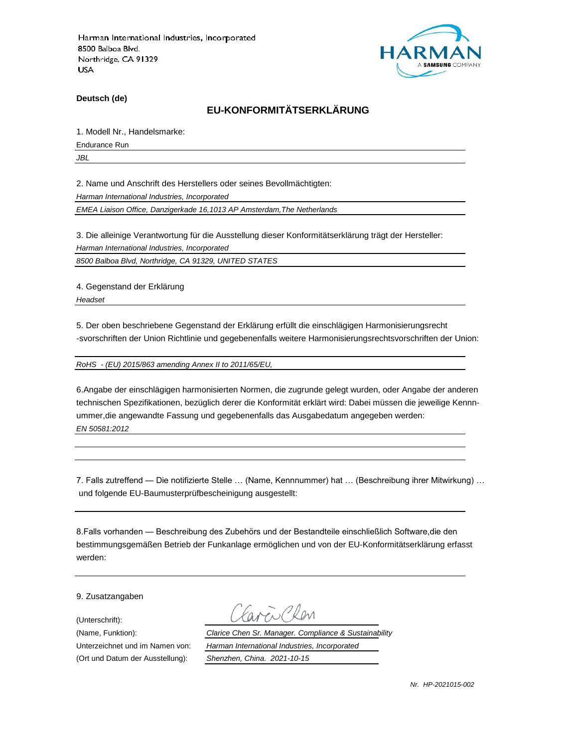Harman International Industries, Incorporated
8500 Balboa Blvd.
Northridge, CA 91329
USA

HARMAN
A SAMSUNG COMPANY

**Deutsch (de)**

## EU-KONFORMITÄTSERKLÄRUNG

1. Modell Nr., Handelsmarke:

Endurance Run

*JBL*

2. Name und Anschrift des Herstellers oder seines Bevollmächtigten:

*Harman International Industries, Incorporated*

*EMEA Liaison Office, Danzigerkade 16,1013 AP Amsterdam,The Netherlands*

3. Die alleinige Verantwortung für die Ausstellung dieser Konformitätserklärung trägt der Hersteller:

*Harman International Industries, Incorporated*

*8500 Balboa Blvd, Northridge, CA 91329, UNITED STATES*

4. Gegenstand der Erklärung

*Headset*

5. Der oben beschriebene Gegenstand der Erklärung erfüllt die einschlägigen Harmonisierungsrecht -svorschriften der Union Richtlinie und gegebenenfalls weitere Harmonisierungsrechtsvorschriften der Union:

*RoHS - (EU) 2015/863 amending Annex II to 2011/65/EU,*

6.Angabe der einschlägigen harmonisierten Normen, die zugrunde gelegt wurden, oder Angabe der anderen technischen Spezifikationen, bezüglich derer die Konformität erklärt wird: Dabei müssen die jeweilige Kennnummer,die angewandte Fassung und gegebenenfalls das Ausgabedatum angegeben werden:

*EN 50581:2012*

7. Falls zutreffend — Die notifizierte Stelle … (Name, Kennnummer) hat … (Beschreibung ihrer Mitwirkung) … und folgende EU-Baumusterprüfbescheinigung ausgestellt:

8.Falls vorhanden — Beschreibung des Zubehörs und der Bestandteile einschließlich Software,die den bestimmungsgemäßen Betrieb der Funkanlage ermöglichen und von der EU-Konformitätserklärung erfasst werden:

9. Zusatzangaben

(Unterschrift): Clarice Chen

(Name, Funktion): *Clarice Chen Sr. Manager. Compliance & Sustainability*

Unterzeichnet und im Namen von: *Harman International Industries, Incorporated*

(Ort und Datum der Ausstellung): *Shenzhen, China. 2021-10-15*

*Nr. HP-2021015-002*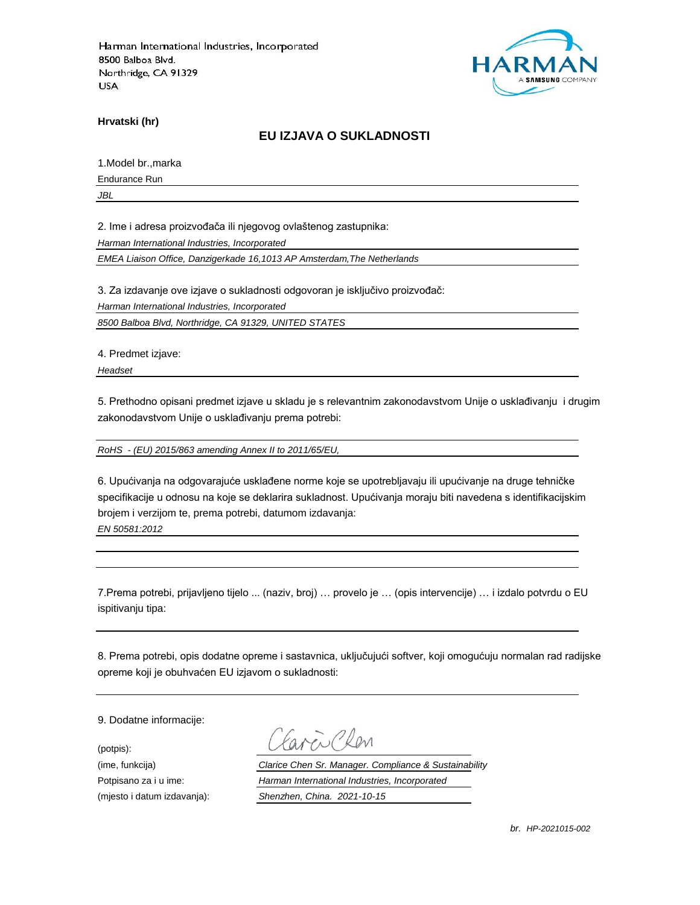Harman International Industries, Incorporated
8500 Balboa Blvd.
Northridge, CA 91329
USA

**Hrvatski (hr)**

## EU IZJAVA O SUKLADNOSTI

1.Model br.,marka

Endurance Run

*JBL*

2. Ime i adresa proizvođača ili njegovog ovlaštenog zastupnika:

*Harman International Industries, Incorporated*

*EMEA Liaison Office, Danzigerkade 16,1013 AP Amsterdam,The Netherlands*

3. Za izdavanje ove izjave o sukladnosti odgovoran je isključivo proizvođač:

*Harman International Industries, Incorporated*

*8500 Balboa Blvd, Northridge, CA 91329, UNITED STATES*

4. Predmet izjave:

*Headset*

5. Prethodno opisani predmet izjave u skladu je s relevantnim zakonodavstvom Unije o usklađivanju i drugim zakonodavstvom Unije o usklađivanju prema potrebi:

*RoHS - (EU) 2015/863 amending Annex II to 2011/65/EU,*

6. Upućivanja na odgovarajuće usklađene norme koje se upotrebljavaju ili upućivanje na druge tehničke specifikacije u odnosu na koje se deklarira sukladnost. Upućivanja moraju biti navedena s identifikacijskim brojem i verzijom te, prema potrebi, datumom izdavanja:

*EN 50581:2012*

7.Prema potrebi, prijavljeno tijelo ... (naziv, broj) … provelo je … (opis intervencije) … i izdalo potvrdu o EU ispitivanju tipa:

8. Prema potrebi, opis dodatne opreme i sastavnica, uključujući softver, koji omogućuju normalan rad radijske opreme koji je obuhvaćen EU izjavom o sukladnosti:

9. Dodatne informacije:

(potpis):

(ime, funkcija): *Clarice Chen Sr. Manager. Compliance & Sustainability*

Potpisano za i u ime: *Harman International Industries, Incorporated*

(mjesto i datum izdavanja): *Shenzhen, China. 2021-10-15*

*br. HP-2021015-002*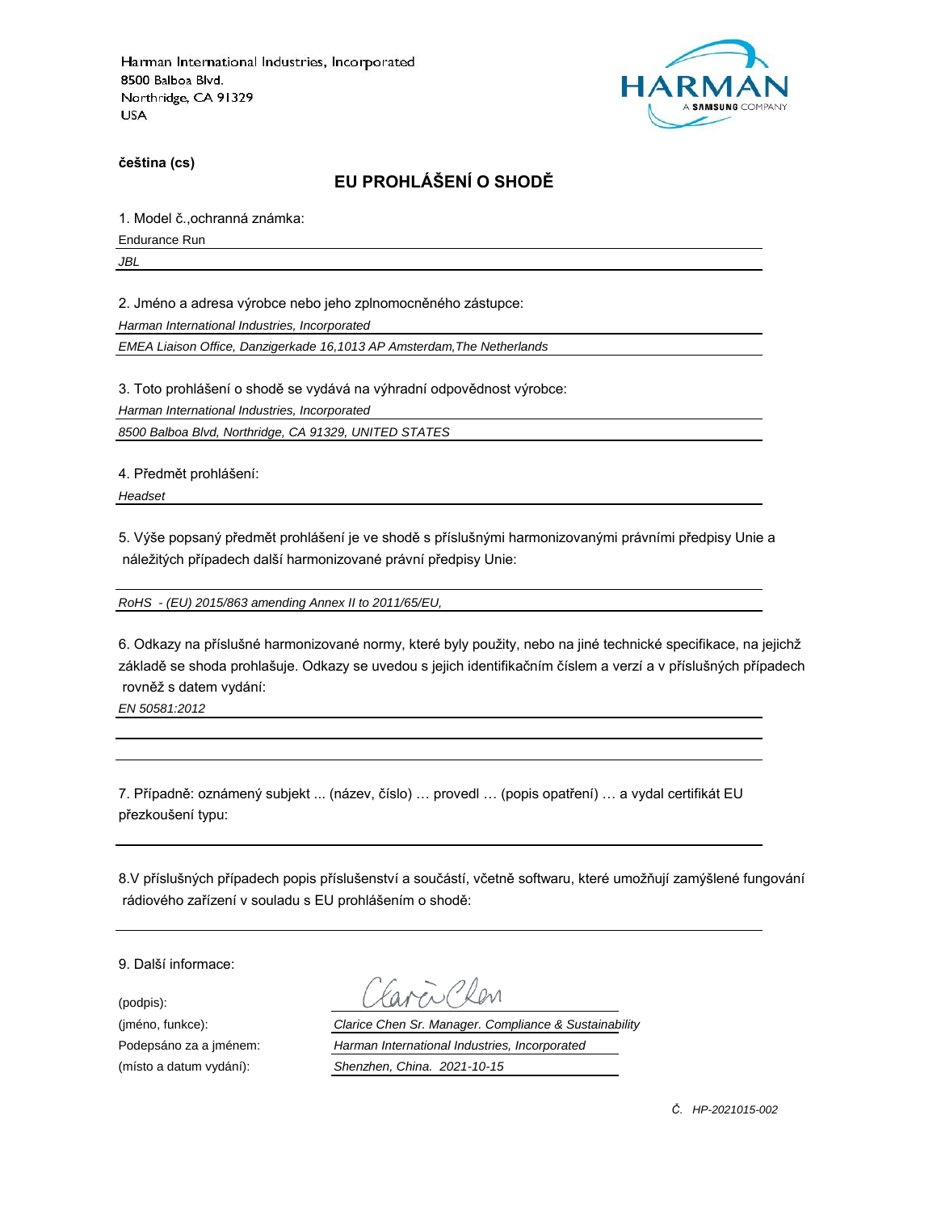Harman International Industries, Incorporated
8500 Balboa Blvd.
Northridge, CA 91329
USA

HARMAN
A SAMSUNG COMPANY

**čeština (cs)**

## EU PROHLÁŠENÍ O SHODĚ

1. Model č.,ochranná známka:

Endurance Run

*JBL*

2. Jméno a adresa výrobce nebo jeho zplnomocněného zástupce:

*Harman International Industries, Incorporated*

*EMEA Liaison Office, Danzigerkade 16,1013 AP Amsterdam,The Netherlands*

3. Toto prohlášení o shodě se vydává na výhradní odpovědnost výrobce:

*Harman International Industries, Incorporated*

*8500 Balboa Blvd, Northridge, CA 91329, UNITED STATES*

4. Předmět prohlášení:

*Headset*

5. Výše popsaný předmět prohlášení je ve shodě s příslušnými harmonizovanými právními předpisy Unie a náležitých případech další harmonizované právní předpisy Unie:

*RoHS - (EU) 2015/863 amending Annex II to 2011/65/EU,*

6. Odkazy na příslušné harmonizované normy, které byly použity, nebo na jiné technické specifikace, na jejichž základě se shoda prohlašuje. Odkazy se uvedou s jejich identifikačním číslem a verzí a v příslušných případech rovněž s datem vydání:

*EN 50581:2012*

7. Případně: oznámený subjekt ... (název, číslo) … provedl … (popis opatření) … a vydal certifikát EU přezkoušení typu:

8.V příslušných případech popis příslušenství a součástí, včetně softwaru, které umožňují zamýšlené fungování rádiového zařízení v souladu s EU prohlášením o shodě:

9. Další informace:

| | |
|---|---|
| (podpis): | Clarice Chen |
| (jméno, funkce): | *Clarice Chen Sr. Manager. Compliance & Sustainability* |
| Podepsáno za a jménem: | *Harman International Industries, Incorporated* |
| (místo a datum vydání): | *Shenzhen, China. 2021-10-15* |

*Č. HP-2021015-002*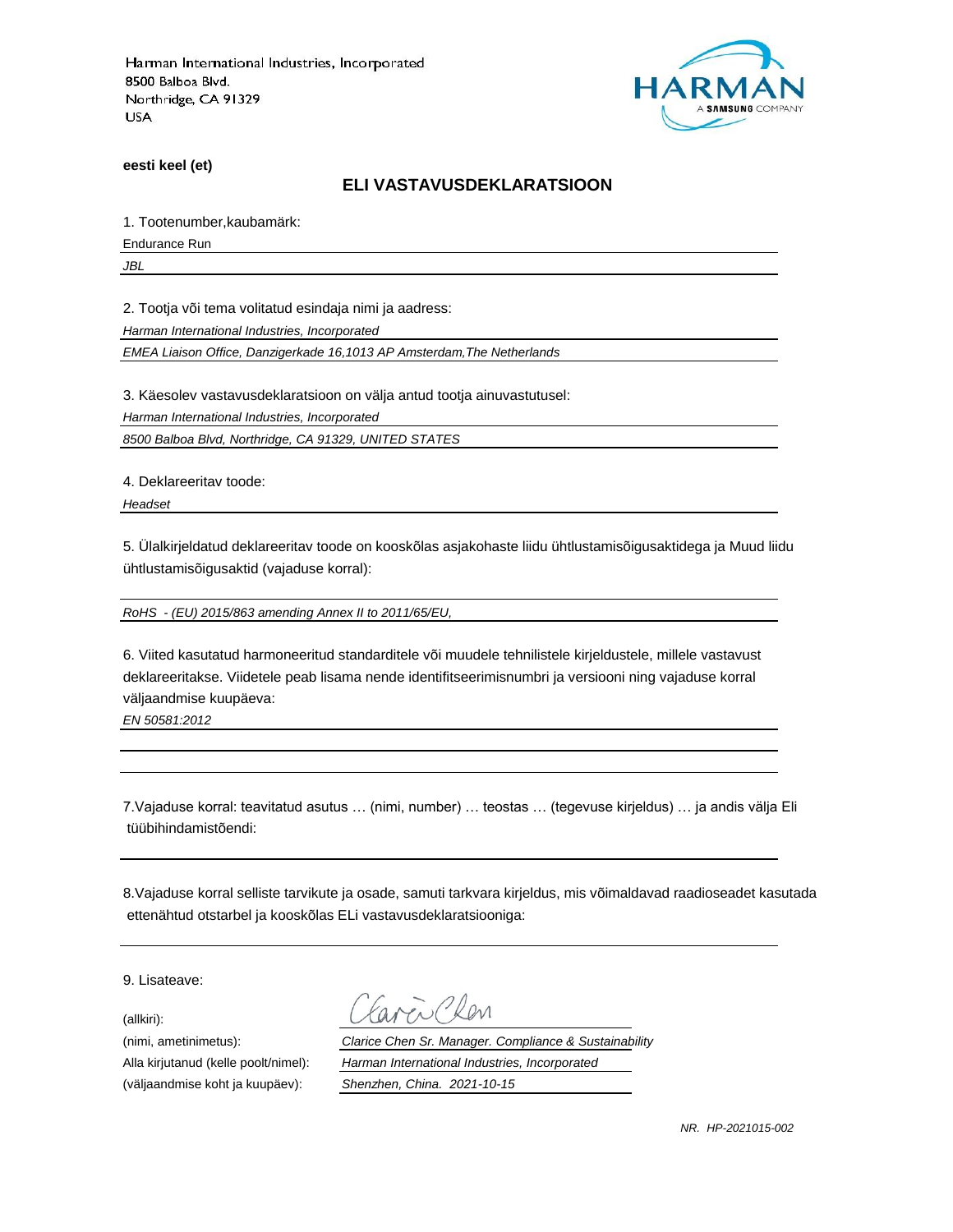Harman International Industries, Incorporated
8500 Balboa Blvd.
Northridge, CA 91329
USA

**eesti keel (et)**

## ELI VASTAVUSDEKLARATSIOON

1. Tootenumber,kaubamärk:

Endurance Run

*JBL*

2. Tootja või tema volitatud esindaja nimi ja aadress:

*Harman International Industries, Incorporated*

*EMEA Liaison Office, Danzigerkade 16,1013 AP Amsterdam,The Netherlands*

3. Käesolev vastavusdeklaratsioon on välja antud tootja ainuvastutusel:

*Harman International Industries, Incorporated*

*8500 Balboa Blvd, Northridge, CA 91329, UNITED STATES*

4. Deklareeritav toode:

*Headset*

5. Ülalkirjeldatud deklareeritav toode on kooskõlas asjakohaste liidu ühtlustamisõigusaktidega ja Muud liidu ühtlustamisõigusaktid (vajaduse korral):

*RoHS - (EU) 2015/863 amending Annex II to 2011/65/EU,*

6. Viited kasutatud harmoneeritud standarditele või muudele tehnilistele kirjeldustele, millele vastavust deklareeritakse. Viidetele peab lisama nende identifitseerimisnumbri ja versiooni ning vajaduse korral väljaandmise kuupäeva:

*EN 50581:2012*

7.Vajaduse korral: teavitatud asutus … (nimi, number) … teostas … (tegevuse kirjeldus) … ja andis välja Eli tüübihindamistõendi:

8.Vajaduse korral selliste tarvikute ja osade, samuti tarkvara kirjeldus, mis võimaldavad raadioseadet kasutada ettenähtud otstarbel ja kooskõlas ELi vastavusdeklaratsiooniga:

9. Lisateave:

(allkiri):

(nimi, ametinimetus): *Clarice Chen Sr. Manager. Compliance & Sustainability*

Alla kirjutanud (kelle poolt/nimel): *Harman International Industries, Incorporated*

(väljaandmise koht ja kuupäev): *Shenzhen, China. 2021-10-15*

*NR. HP-2021015-002*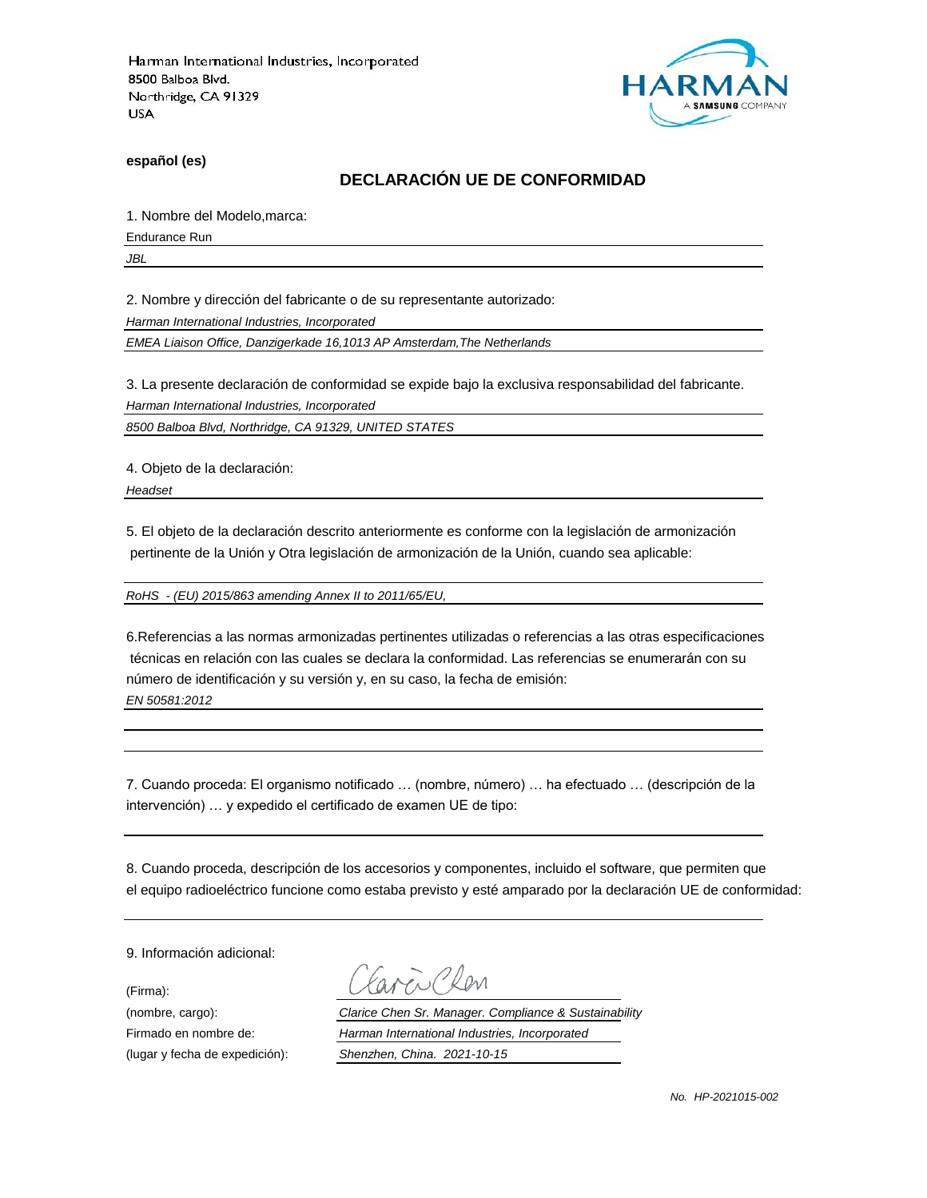Harman International Industries, Incorporated
8500 Balboa Blvd.
Northridge, CA 91329
USA

HARMAN
A SAMSUNG COMPANY

**español (es)**

## DECLARACIÓN UE DE CONFORMIDAD

1. Nombre del Modelo,marca:

Endurance Run

*JBL*

2. Nombre y dirección del fabricante o de su representante autorizado:

*Harman International Industries, Incorporated*

*EMEA Liaison Office, Danzigerkade 16,1013 AP Amsterdam,The Netherlands*

3. La presente declaración de conformidad se expide bajo la exclusiva responsabilidad del fabricante.

*Harman International Industries, Incorporated*

*8500 Balboa Blvd, Northridge, CA 91329, UNITED STATES*

4. Objeto de la declaración:

*Headset*

5. El objeto de la declaración descrito anteriormente es conforme con la legislación de armonización pertinente de la Unión y Otra legislación de armonización de la Unión, cuando sea aplicable:

*RoHS - (EU) 2015/863 amending Annex II to 2011/65/EU,*

6.Referencias a las normas armonizadas pertinentes utilizadas o referencias a las otras especificaciones técnicas en relación con las cuales se declara la conformidad. Las referencias se enumerarán con su número de identificación y su versión y, en su caso, la fecha de emisión:

*EN 50581:2012*

7. Cuando proceda: El organismo notificado … (nombre, número) … ha efectuado … (descripción de la intervención) … y expedido el certificado de examen UE de tipo:

8. Cuando proceda, descripción de los accesorios y componentes, incluido el software, que permiten que el equipo radioeléctrico funcione como estaba previsto y esté amparado por la declaración UE de conformidad:

9. Información adicional:

(Firma): Clarice Chen

(nombre, cargo): *Clarice Chen Sr. Manager. Compliance & Sustainability*

Firmado en nombre de: *Harman International Industries, Incorporated*

(lugar y fecha de expedición): *Shenzhen, China. 2021-10-15*

*No. HP-2021015-002*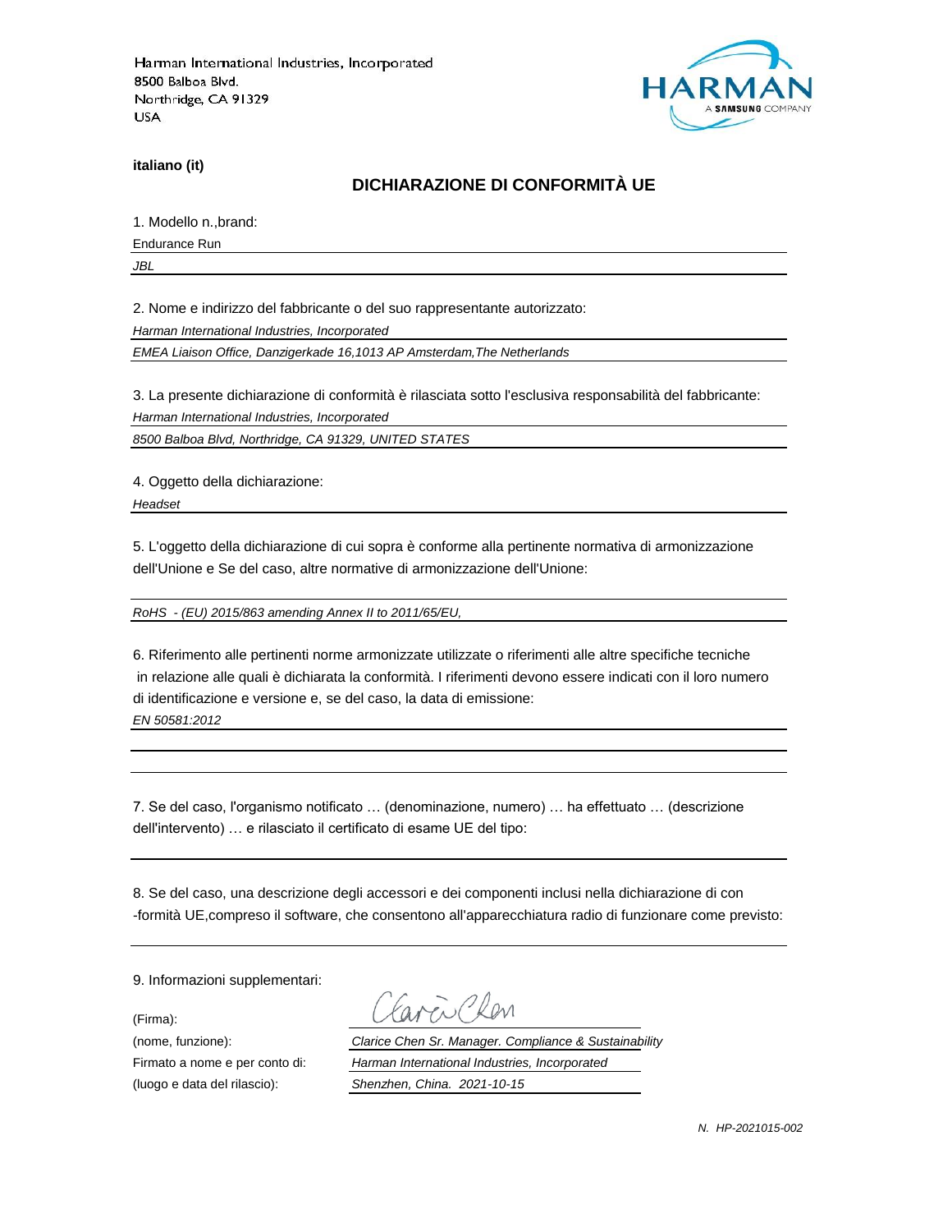Harman International Industries, Incorporated
8500 Balboa Blvd.
Northridge, CA 91329
USA

HARMAN
A SAMSUNG COMPANY

**italiano (it)**

## DICHIARAZIONE DI CONFORMITÀ UE

1. Modello n.,brand:

Endurance Run

*JBL*

2. Nome e indirizzo del fabbricante o del suo rappresentante autorizzato:

*Harman International Industries, Incorporated*

*EMEA Liaison Office, Danzigerkade 16,1013 AP Amsterdam,The Netherlands*

3. La presente dichiarazione di conformità è rilasciata sotto l'esclusiva responsabilità del fabbricante:

*Harman International Industries, Incorporated*

*8500 Balboa Blvd, Northridge, CA 91329, UNITED STATES*

4. Oggetto della dichiarazione:

*Headset*

5. L'oggetto della dichiarazione di cui sopra è conforme alla pertinente normativa di armonizzazione dell'Unione e Se del caso, altre normative di armonizzazione dell'Unione:

*RoHS - (EU) 2015/863 amending Annex II to 2011/65/EU,*

6. Riferimento alle pertinenti norme armonizzate utilizzate o riferimenti alle altre specifiche tecniche in relazione alle quali è dichiarata la conformità. I riferimenti devono essere indicati con il loro numero di identificazione e versione e, se del caso, la data di emissione:

*EN 50581:2012*

7. Se del caso, l'organismo notificato … (denominazione, numero) … ha effettuato … (descrizione dell'intervento) … e rilasciato il certificato di esame UE del tipo:

8. Se del caso, una descrizione degli accessori e dei componenti inclusi nella dichiarazione di con -formità UE,compreso il software, che consentono all'apparecchiatura radio di funzionare come previsto:

9. Informazioni supplementari:

(Firma): *Clarice Chen*

(nome, funzione): *Clarice Chen Sr. Manager. Compliance & Sustainability*

Firmato a nome e per conto di: *Harman International Industries, Incorporated*

(luogo e data del rilascio): *Shenzhen, China. 2021-10-15*

*N. HP-2021015-002*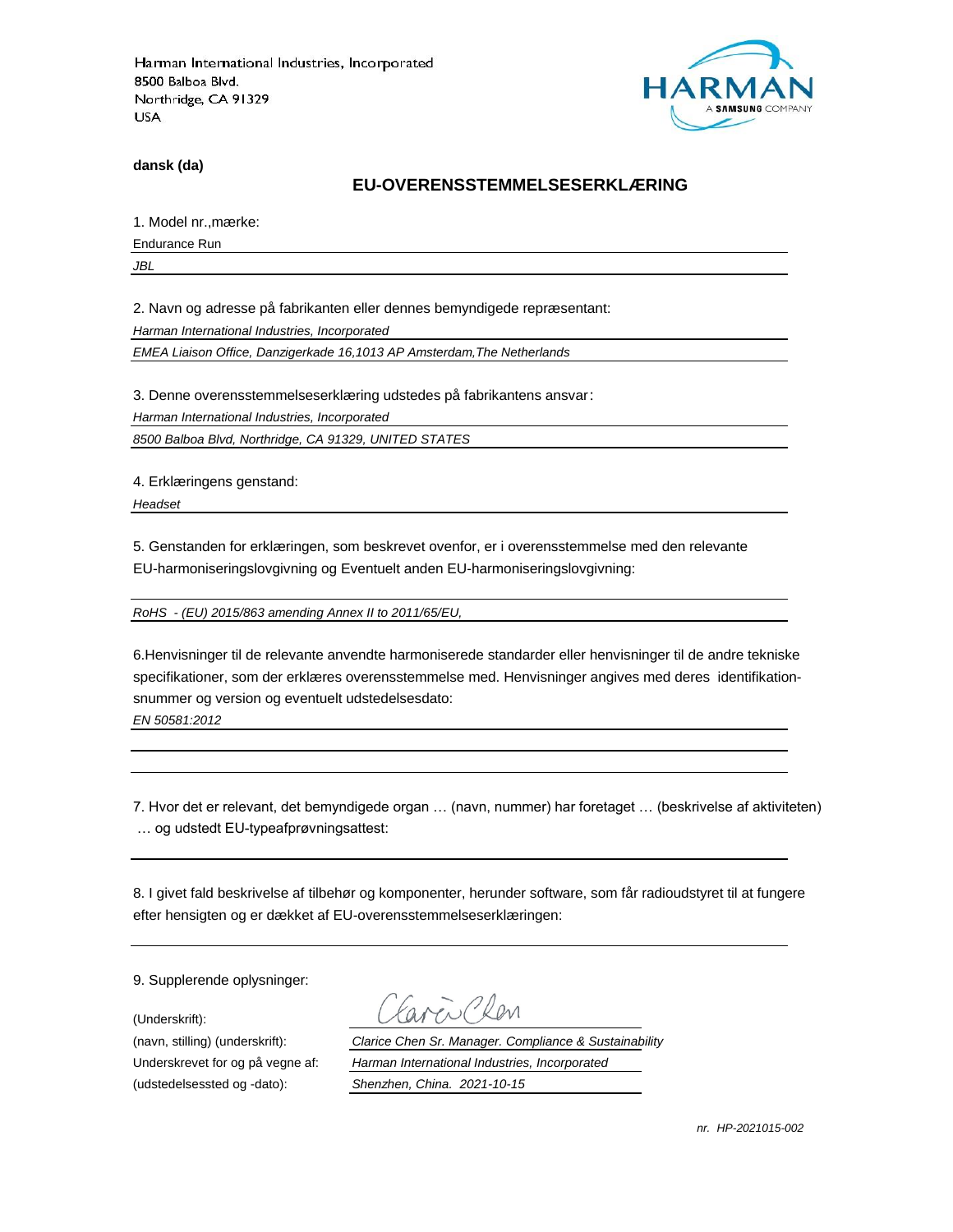Harman International Industries, Incorporated
8500 Balboa Blvd.
Northridge, CA 91329
USA

HARMAN
A SAMSUNG COMPANY

**dansk (da)**

## EU-OVERENSSTEMMELSESERKLÆRING

1. Model nr.,mærke:

Endurance Run

*JBL*

2. Navn og adresse på fabrikanten eller dennes bemyndigede repræsentant:

*Harman International Industries, Incorporated*

*EMEA Liaison Office, Danzigerkade 16,1013 AP Amsterdam,The Netherlands*

3. Denne overensstemmelseserklæring udstedes på fabrikantens ansvar:

*Harman International Industries, Incorporated*

*8500 Balboa Blvd, Northridge, CA 91329, UNITED STATES*

4. Erklæringens genstand:

*Headset*

5. Genstanden for erklæringen, som beskrevet ovenfor, er i overensstemmelse med den relevante EU-harmoniseringslovgivning og Eventuelt anden EU-harmoniseringslovgivning:

*RoHS - (EU) 2015/863 amending Annex II to 2011/65/EU,*

6.Henvisninger til de relevante anvendte harmoniserede standarder eller henvisninger til de andre tekniske specifikationer, som der erklæres overensstemmelse med. Henvisninger angives med deres identifikation-snummer og version og eventuelt udstedelsesdato:

*EN 50581:2012*

7. Hvor det er relevant, det bemyndigede organ … (navn, nummer) har foretaget … (beskrivelse af aktiviteten) … og udstedt EU-typeafprøvningsattest:

8. I givet fald beskrivelse af tilbehør og komponenter, herunder software, som får radioudstyret til at fungere efter hensigten og er dækket af EU-overensstemmelseserklæringen:

9. Supplerende oplysninger:

(Underskrift):

(navn, stilling) (underskrift): *Clarice Chen Sr. Manager. Compliance & Sustainability*

Underskrevet for og på vegne af: *Harman International Industries, Incorporated*

(udstedelsessted og -dato): *Shenzhen, China. 2021-10-15*

*nr. HP-2021015-002*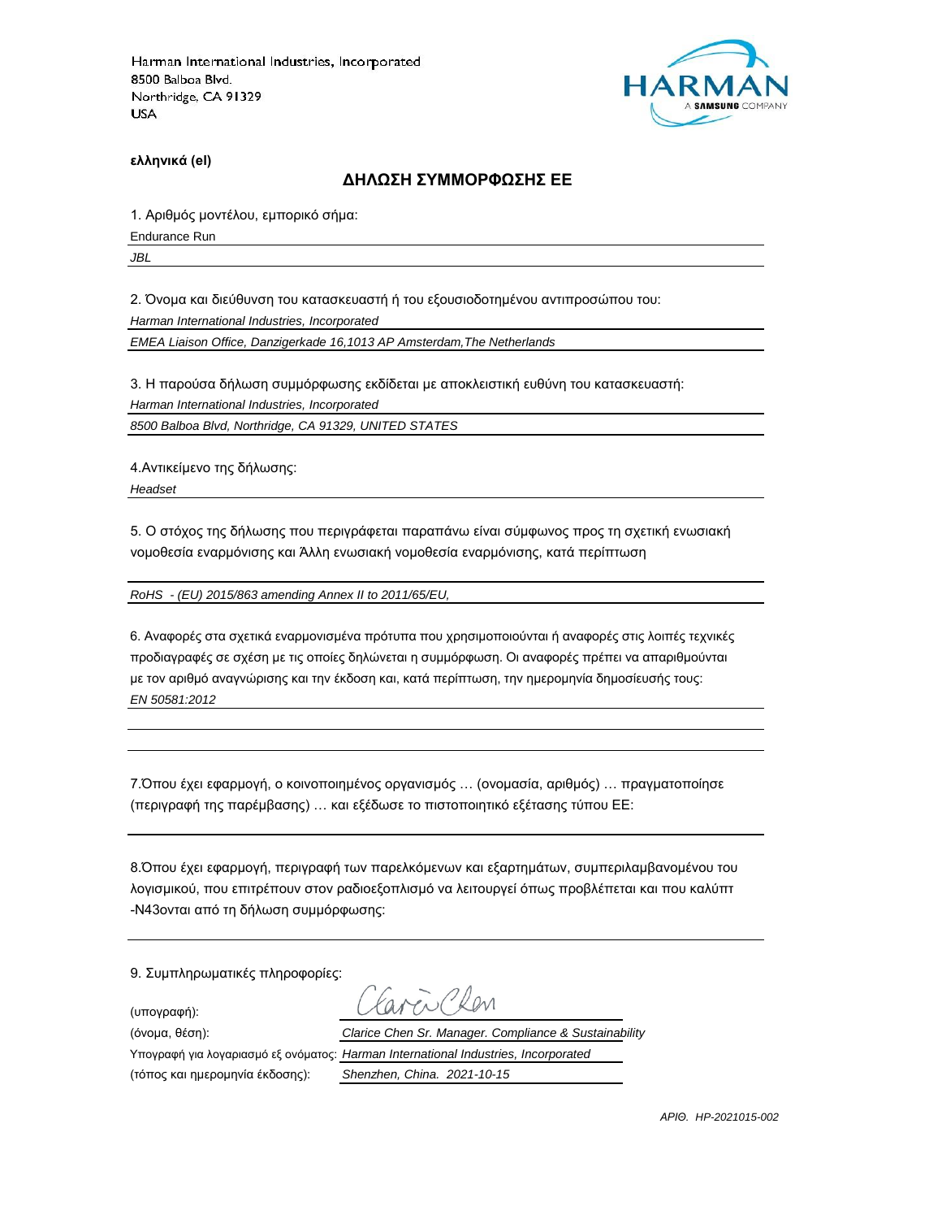Harman International Industries, Incorporated
8500 Balboa Blvd.
Northridge, CA 91329
USA

**ελληνικά (el)**

## ΔΗΛΩΣΗ ΣΥΜΜΟΡΦΩΣΗΣ ΕΕ

1. Αριθμός μοντέλου, εμπορικό σήμα:

Endurance Run

*JBL*

2. Όνομα και διεύθυνση του κατασκευαστή ή του εξουσιοδοτημένου αντιπροσώπου του:

*Harman International Industries, Incorporated*

*EMEA Liaison Office, Danzigerkade 16,1013 AP Amsterdam,The Netherlands*

3. Η παρούσα δήλωση συμμόρφωσης εκδίδεται με αποκλειστική ευθύνη του κατασκευαστή:

*Harman International Industries, Incorporated*

*8500 Balboa Blvd, Northridge, CA 91329, UNITED STATES*

4.Αντικείμενο της δήλωσης:

*Headset*

5. Ο στόχος της δήλωσης που περιγράφεται παραπάνω είναι σύμφωνος προς τη σχετική ενωσιακή νομοθεσία εναρμόνισης και Άλλη ενωσιακή νομοθεσία εναρμόνισης, κατά περίπτωση

*RoHS - (EU) 2015/863 amending Annex II to 2011/65/EU,*

6. Αναφορές στα σχετικά εναρμονισμένα πρότυπα που χρησιμοποιούνται ή αναφορές στις λοιπές τεχνικές προδιαγραφές σε σχέση με τις οποίες δηλώνεται η συμμόρφωση. Οι αναφορές πρέπει να απαριθμούνται με τον αριθμό αναγνώρισης και την έκδοση και, κατά περίπτωση, την ημερομηνία δημοσίευσής τους:

*EN 50581:2012*

7.Όπου έχει εφαρμογή, ο κοινοποιημένος οργανισμός … (ονομασία, αριθμός) … πραγματοποίησε (περιγραφή της παρέμβασης) … και εξέδωσε το πιστοποιητικό εξέτασης τύπου ΕΕ:

8.Όπου έχει εφαρμογή, περιγραφή των παρελκόμενων και εξαρτημάτων, συμπεριλαμβανομένου του λογισμικού, που επιτρέπουν στον ραδιοεξοπλισμό να λειτουργεί όπως προβλέπεται και που καλύπτ -N43ονται από τη δήλωση συμμόρφωσης:

9. Συμπληρωματικές πληροφορίες:

(υπογραφή):

(όνομα, θέση): *Clarice Chen Sr. Manager. Compliance & Sustainability*

Υπογραφή για λογαριασμό εξ ονόματος: *Harman International Industries, Incorporated*

(τόπος και ημερομηνία έκδοσης): *Shenzhen, China. 2021-10-15*

*ΑΡΙΘ. HP-2021015-002*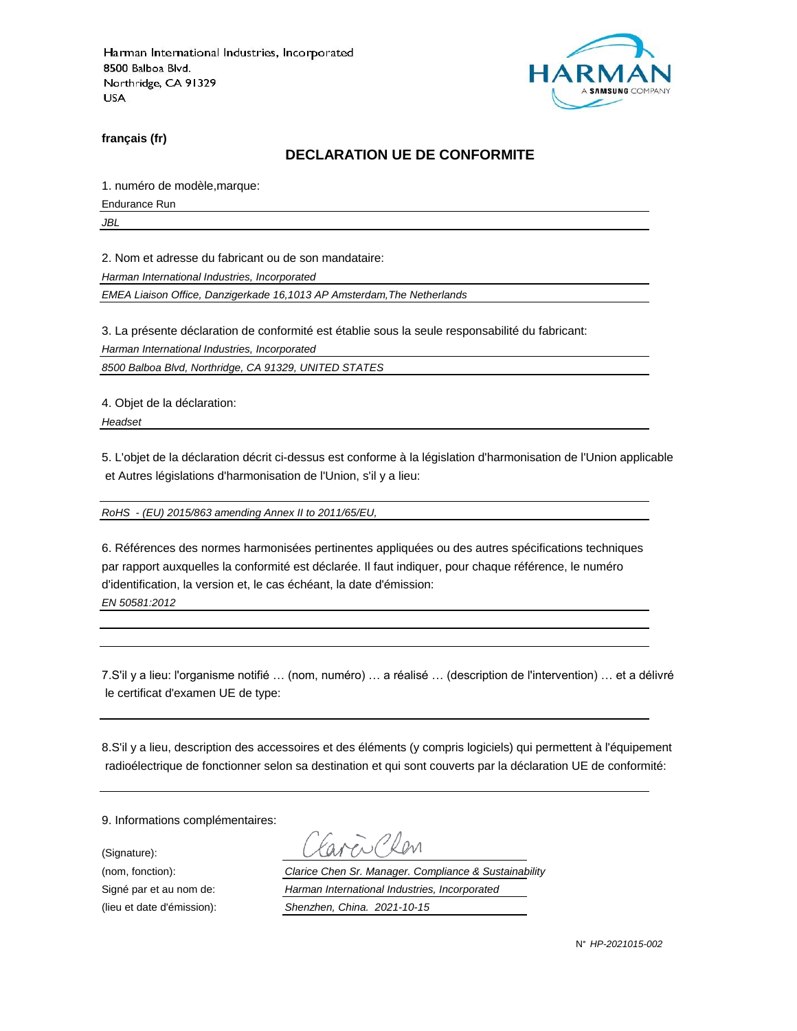Harman International Industries, Incorporated
8500 Balboa Blvd.
Northridge, CA 91329
USA

**français (fr)**

## DECLARATION UE DE CONFORMITE

1. numéro de modèle,marque:

Endurance Run

*JBL*

2. Nom et adresse du fabricant ou de son mandataire:

*Harman International Industries, Incorporated*

*EMEA Liaison Office, Danzigerkade 16,1013 AP Amsterdam,The Netherlands*

3. La présente déclaration de conformité est établie sous la seule responsabilité du fabricant:

*Harman International Industries, Incorporated*

*8500 Balboa Blvd, Northridge, CA 91329, UNITED STATES*

4. Objet de la déclaration:

*Headset*

5. L'objet de la déclaration décrit ci-dessus est conforme à la législation d'harmonisation de l'Union applicable et Autres législations d'harmonisation de l'Union, s'il y a lieu:

*RoHS - (EU) 2015/863 amending Annex II to 2011/65/EU,*

6. Références des normes harmonisées pertinentes appliquées ou des autres spécifications techniques par rapport auxquelles la conformité est déclarée. Il faut indiquer, pour chaque référence, le numéro d'identification, la version et, le cas échéant, la date d'émission:

*EN 50581:2012*

7.S'il y a lieu: l'organisme notifié … (nom, numéro) … a réalisé … (description de l'intervention) … et a délivré le certificat d'examen UE de type:

8.S'il y a lieu, description des accessoires et des éléments (y compris logiciels) qui permettent à l'équipement radioélectrique de fonctionner selon sa destination et qui sont couverts par la déclaration UE de conformité:

9. Informations complémentaires:

(Signature): Clarice Chen

(nom, fonction): *Clarice Chen Sr. Manager. Compliance & Sustainability*

Signé par et au nom de: *Harman International Industries, Incorporated*

(lieu et date d'émission): *Shenzhen, China. 2021-10-15*

N° *HP-2021015-002*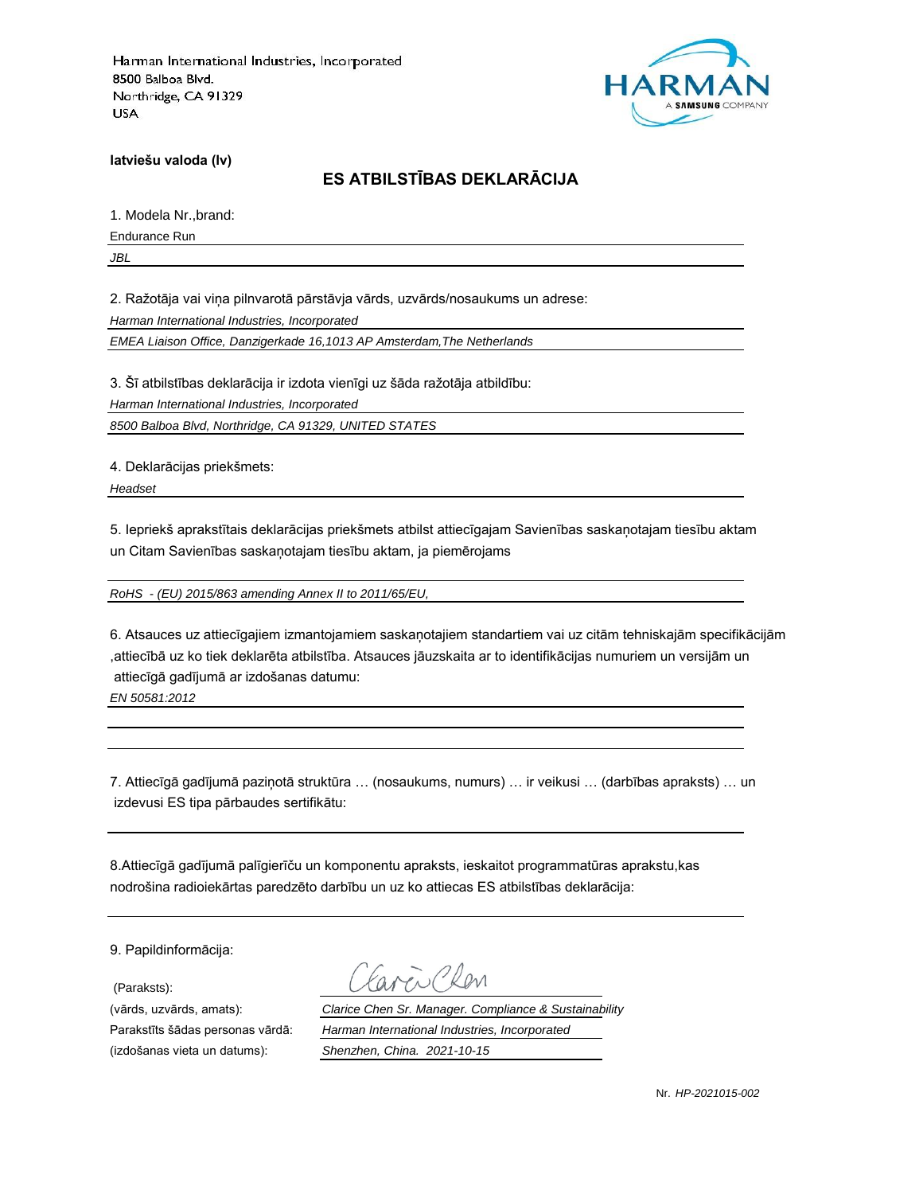Harman International Industries, Incorporated
8500 Balboa Blvd.
Northridge, CA 91329
USA

**latviešu valoda (lv)**

## ES ATBILSTĪBAS DEKLARĀCIJA

1. Modela Nr.,brand:

Endurance Run

*JBL*

2. Ražotāja vai viņa pilnvarotā pārstāvja vārds, uzvārds/nosaukums un adrese:

*Harman International Industries, Incorporated*

*EMEA Liaison Office, Danzigerkade 16,1013 AP Amsterdam,The Netherlands*

3. Šī atbilstības deklarācija ir izdota vienīgi uz šāda ražotāja atbildību:

*Harman International Industries, Incorporated*

*8500 Balboa Blvd, Northridge, CA 91329, UNITED STATES*

4. Deklarācijas priekšmets:

*Headset*

5. Iepriekš aprakstītais deklarācijas priekšmets atbilst attiecīgajam Savienības saskaņotajam tiesību aktam un Citam Savienības saskaņotajam tiesību aktam, ja piemērojams

*RoHS - (EU) 2015/863 amending Annex II to 2011/65/EU,*

6. Atsauces uz attiecīgajiem izmantojamiem saskaņotajiem standartiem vai uz citām tehniskajām specifikācijām ,attiecībā uz ko tiek deklarēta atbilstība. Atsauces jāuzskaita ar to identifikācijas numuriem un versijām un attiecīgā gadījumā ar izdošanas datumu:

*EN 50581:2012*

7. Attiecīgā gadījumā paziņotā struktūra … (nosaukums, numurs) … ir veikusi … (darbības apraksts) … un izdevusi ES tipa pārbaudes sertifikātu:

8.Attiecīgā gadījumā palīgierīču un komponentu apraksts, ieskaitot programmatūras aprakstu,kas nodrošina radioiekārtas paredzēto darbību un uz ko attiecas ES atbilstības deklarācija:

9. Papildinformācija:

(Paraksts):

(vārds, uzvārds, amats): *Clarice Chen Sr. Manager. Compliance & Sustainability*

Parakstīts šādas personas vārdā: *Harman International Industries, Incorporated*

(izdošanas vieta un datums): *Shenzhen, China. 2021-10-15*

Nr. *HP-2021015-002*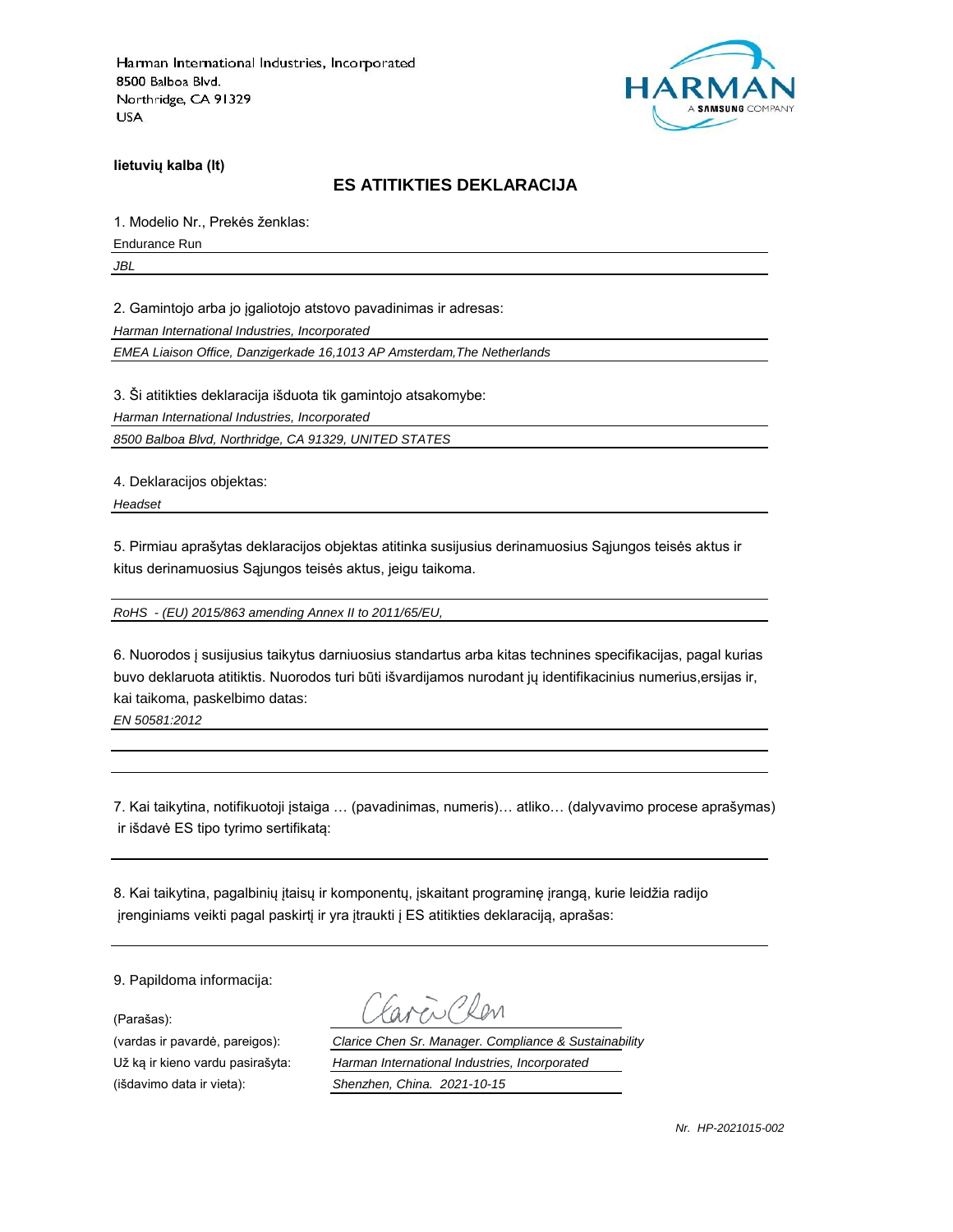Harman International Industries, Incorporated
8500 Balboa Blvd.
Northridge, CA 91329
USA

**lietuvių kalba (lt)**

## ES ATITIKTIES DEKLARACIJA

1. Modelio Nr., Prekės ženklas:

Endurance Run

*JBL*

2. Gamintojo arba jo įgaliotojo atstovo pavadinimas ir adresas:

*Harman International Industries, Incorporated*

*EMEA Liaison Office, Danzigerkade 16,1013 AP Amsterdam,The Netherlands*

3. Ši atitikties deklaracija išduota tik gamintojo atsakomybe:

*Harman International Industries, Incorporated*

*8500 Balboa Blvd, Northridge, CA 91329, UNITED STATES*

4. Deklaracijos objektas:

*Headset*

5. Pirmiau aprašytas deklaracijos objektas atitinka susijusius derinamuosius Sąjungos teisės aktus ir kitus derinamuosius Sąjungos teisės aktus, jeigu taikoma.

*RoHS - (EU) 2015/863 amending Annex II to 2011/65/EU,*

6. Nuorodos į susijusius taikytus darniuosius standartus arba kitas technines specifikacijas, pagal kurias buvo deklaruota atitiktis. Nuorodos turi būti išvardijamos nurodant jų identifikacinius numerius,ersijas ir, kai taikoma, paskelbimo datas:

*EN 50581:2012*

7. Kai taikytina, notifikuotoji įstaiga … (pavadinimas, numeris)… atliko… (dalyvavimo procese aprašymas) ir išdavė ES tipo tyrimo sertifikatą:

8. Kai taikytina, pagalbinių įtaisų ir komponentų, įskaitant programinę įrangą, kurie leidžia radijo įrenginiams veikti pagal paskirtį ir yra įtraukti į ES atitikties deklaraciją, aprašas:

9. Papildoma informacija:

(Parašas):

(vardas ir pavardė, pareigos): *Clarice Chen Sr. Manager. Compliance & Sustainability*

Už ką ir kieno vardu pasirašyta: *Harman International Industries, Incorporated*

(išdavimo data ir vieta): *Shenzhen, China. 2021-10-15*

*Nr. HP-2021015-002*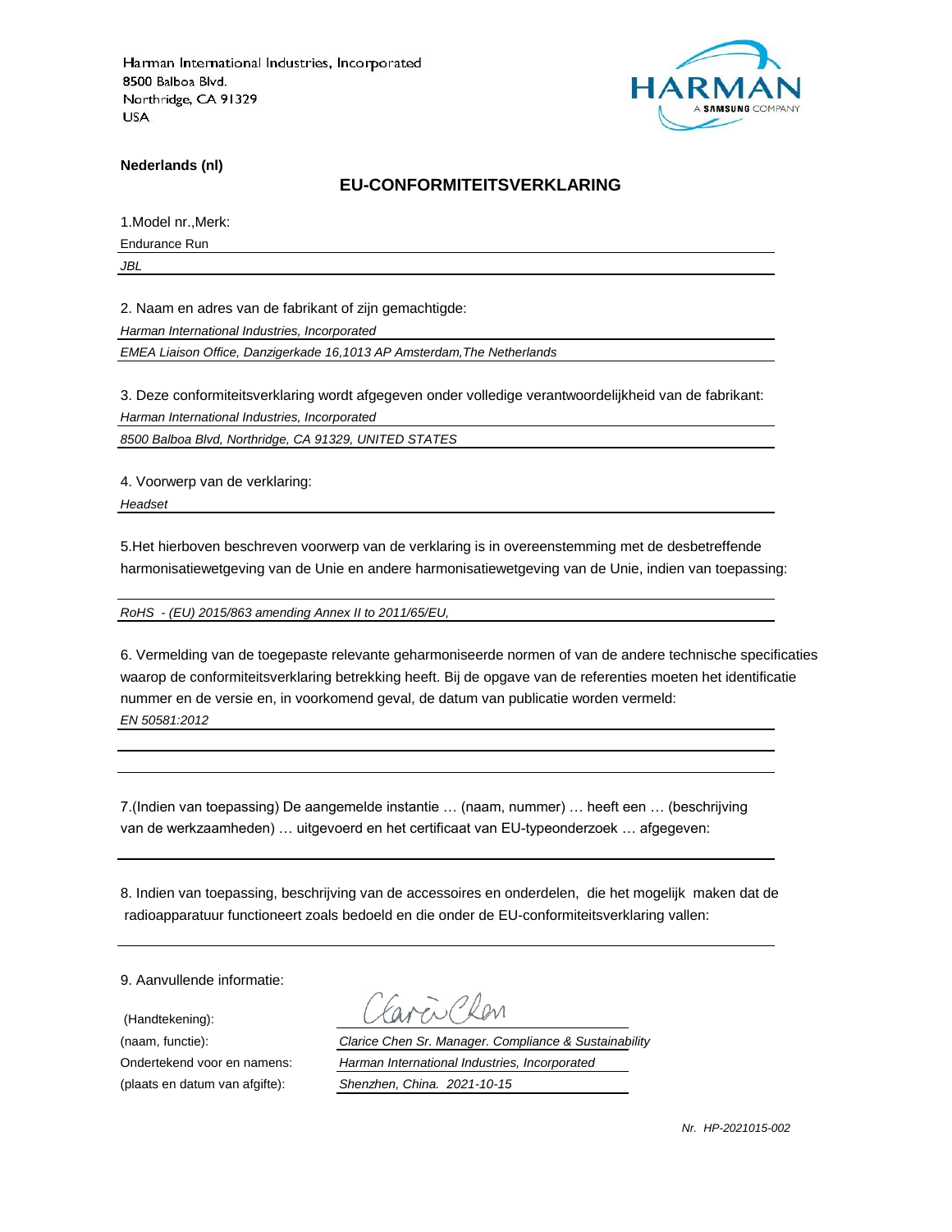Harman International Industries, Incorporated
8500 Balboa Blvd.
Northridge, CA 91329
USA

**Nederlands (nl)**

## EU-CONFORMITEITSVERKLARING

1.Model nr.,Merk:

Endurance Run

*JBL*

2. Naam en adres van de fabrikant of zijn gemachtigde:

*Harman International Industries, Incorporated*

*EMEA Liaison Office, Danzigerkade 16,1013 AP Amsterdam,The Netherlands*

3. Deze conformiteitsverklaring wordt afgegeven onder volledige verantwoordelijkheid van de fabrikant:

*Harman International Industries, Incorporated*

*8500 Balboa Blvd, Northridge, CA 91329, UNITED STATES*

4. Voorwerp van de verklaring:

*Headset*

5.Het hierboven beschreven voorwerp van de verklaring is in overeenstemming met de desbetreffende harmonisatiewetgeving van de Unie en andere harmonisatiewetgeving van de Unie, indien van toepassing:

*RoHS - (EU) 2015/863 amending Annex II to 2011/65/EU,*

6. Vermelding van de toegepaste relevante geharmoniseerde normen of van de andere technische specificaties waarop de conformiteitsverklaring betrekking heeft. Bij de opgave van de referenties moeten het identificatie nummer en de versie en, in voorkomend geval, de datum van publicatie worden vermeld:

*EN 50581:2012*

7.(Indien van toepassing) De aangemelde instantie … (naam, nummer) … heeft een … (beschrijving van de werkzaamheden) … uitgevoerd en het certificaat van EU-typeonderzoek … afgegeven:

8. Indien van toepassing, beschrijving van de accessoires en onderdelen, die het mogelijk maken dat de radioapparatuur functioneert zoals bedoeld en die onder de EU-conformiteitsverklaring vallen:

9. Aanvullende informatie:

(Handtekening): Clarice Chen

(naam, functie): *Clarice Chen Sr. Manager. Compliance & Sustainability*

Ondertekend voor en namens: *Harman International Industries, Incorporated*

(plaats en datum van afgifte): *Shenzhen, China. 2021-10-15*

*Nr. HP-2021015-002*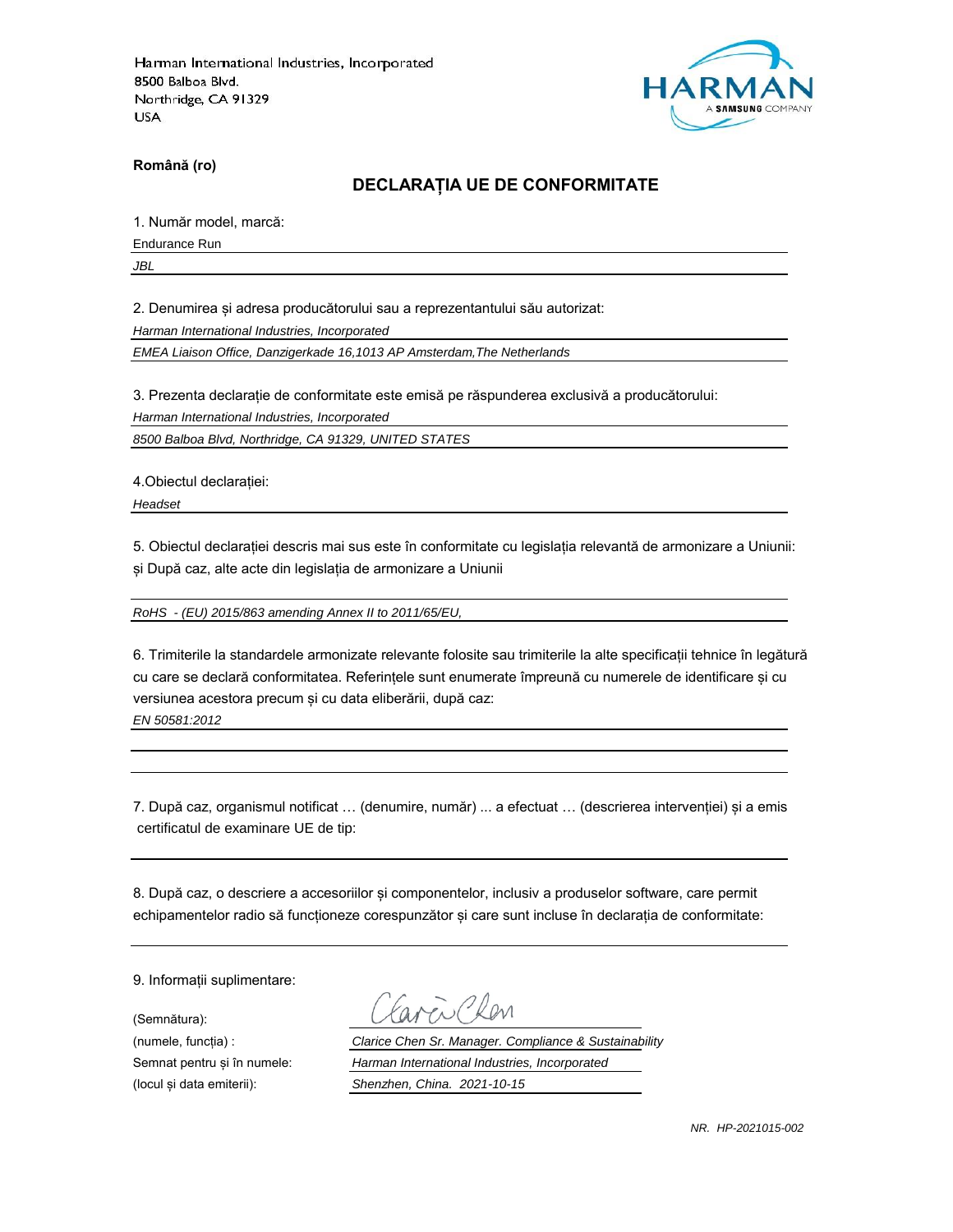Harman International Industries, Incorporated
8500 Balboa Blvd.
Northridge, CA 91329
USA

**Română (ro)**

## DECLARAȚIA UE DE CONFORMITATE

1. Număr model, marcă:

Endurance Run

*JBL*

2. Denumirea și adresa producătorului sau a reprezentantului său autorizat:

*Harman International Industries, Incorporated*

*EMEA Liaison Office, Danzigerkade 16,1013 AP Amsterdam,The Netherlands*

3. Prezenta declarație de conformitate este emisă pe răspunderea exclusivă a producătorului:

*Harman International Industries, Incorporated*

*8500 Balboa Blvd, Northridge, CA 91329, UNITED STATES*

4.Obiectul declarației:

*Headset*

5. Obiectul declarației descris mai sus este în conformitate cu legislația relevantă de armonizare a Uniunii: și După caz, alte acte din legislația de armonizare a Uniunii

*RoHS - (EU) 2015/863 amending Annex II to 2011/65/EU,*

6. Trimiterile la standardele armonizate relevante folosite sau trimiterile la alte specificații tehnice în legătură cu care se declară conformitatea. Referințele sunt enumerate împreună cu numerele de identificare și cu versiunea acestora precum și cu data eliberării, după caz:

*EN 50581:2012*

7. După caz, organismul notificat … (denumire, număr) ... a efectuat … (descrierea intervenției) și a emis certificatul de examinare UE de tip:

8. După caz, o descriere a accesoriilor și componentelor, inclusiv a produselor software, care permit echipamentelor radio să funcționeze corespunzător și care sunt incluse în declarația de conformitate:

9. Informații suplimentare:

(Semnătura):

(numele, funcția) : *Clarice Chen Sr. Manager. Compliance & Sustainability*

Semnat pentru și în numele: *Harman International Industries, Incorporated*

(locul și data emiterii): *Shenzhen, China. 2021-10-15*

*NR. HP-2021015-002*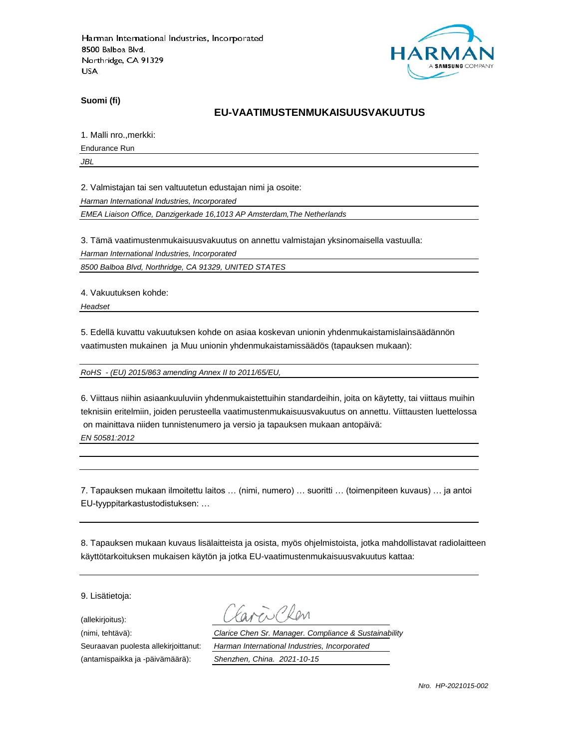Harman International Industries, Incorporated
8500 Balboa Blvd.
Northridge, CA 91329
USA

HARMAN
A SAMSUNG COMPANY

**Suomi (fi)**

## EU-VAATIMUSTENMUKAISUUSVAKUUTUS

1. Malli nro.,merkki:

Endurance Run

*JBL*

2. Valmistajan tai sen valtuutetun edustajan nimi ja osoite:

*Harman International Industries, Incorporated*

*EMEA Liaison Office, Danzigerkade 16,1013 AP Amsterdam,The Netherlands*

3. Tämä vaatimustenmukaisuusvakuutus on annettu valmistajan yksinomaisella vastuulla:

*Harman International Industries, Incorporated*

*8500 Balboa Blvd, Northridge, CA 91329, UNITED STATES*

4. Vakuutuksen kohde:

*Headset*

5. Edellä kuvattu vakuutuksen kohde on asiaa koskevan unionin yhdenmukaistamislainsäädännön vaatimusten mukainen ja Muu unionin yhdenmukaistamissäädös (tapauksen mukaan):

*RoHS - (EU) 2015/863 amending Annex II to 2011/65/EU,*

6. Viittaus niihin asiaankuuluviin yhdenmukaistettuihin standardeihin, joita on käytetty, tai viittaus muihin teknisiin eritelmiin, joiden perusteella vaatimustenmukaisuusvakuutus on annettu. Viittausten luettelossa on mainittava niiden tunnistenumero ja versio ja tapauksen mukaan antopäivä:

*EN 50581:2012*

7. Tapauksen mukaan ilmoitettu laitos … (nimi, numero) … suoritti … (toimenpiteen kuvaus) … ja antoi EU-tyyppitarkastustodistuksen: …

8. Tapauksen mukaan kuvaus lisälaitteista ja osista, myös ohjelmistoista, jotka mahdollistavat radiolaitteen käyttötarkoituksen mukaisen käytön ja jotka EU-vaatimustenmukaisuusvakuutus kattaa:

9. Lisätietoja:

(allekirjoitus):

(nimi, tehtävä): *Clarice Chen Sr. Manager. Compliance & Sustainability*

Seuraavan puolesta allekirjoittanut: *Harman International Industries, Incorporated*

(antamispaikka ja -päivämäärä): *Shenzhen, China. 2021-10-15*

*Nro. HP-2021015-002*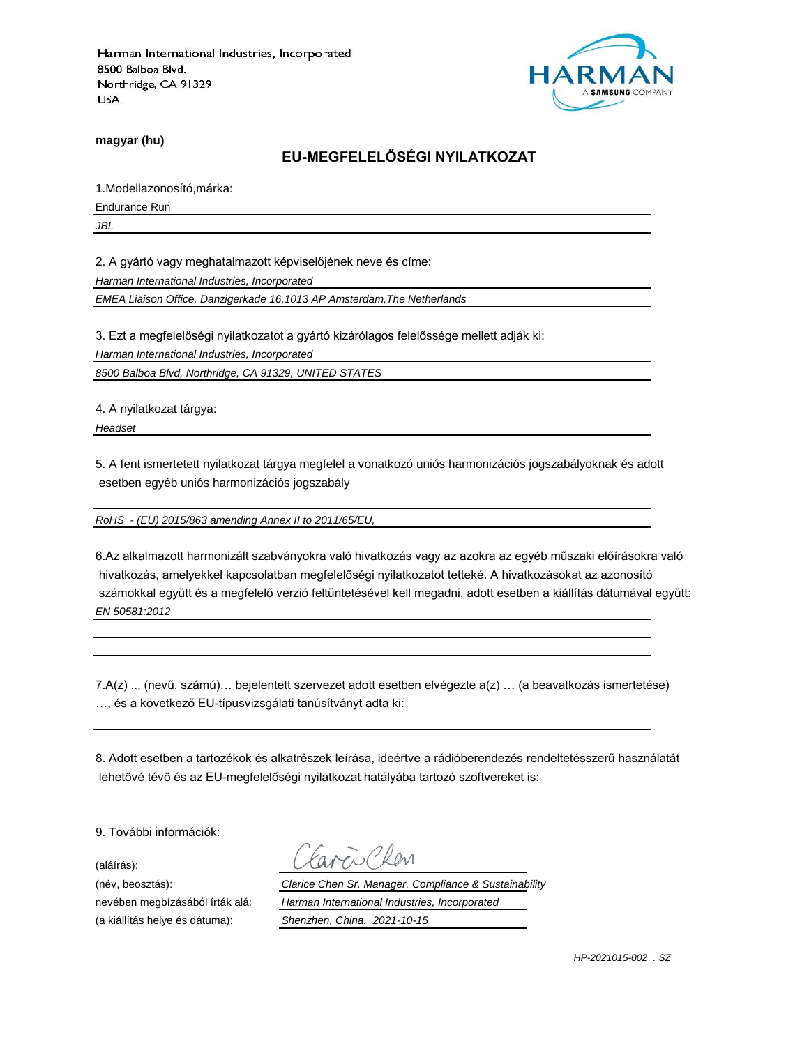Harman International Industries, Incorporated
8500 Balboa Blvd.
Northridge, CA 91329
USA

HARMAN
A SAMSUNG COMPANY

**magyar (hu)**

## EU-MEGFELELŐSÉGI NYILATKOZAT

1.Modellazonosító,márka:

Endurance Run

*JBL*

2. A gyártó vagy meghatalmazott képviselőjének neve és címe:

*Harman International Industries, Incorporated*

*EMEA Liaison Office, Danzigerkade 16,1013 AP Amsterdam,The Netherlands*

3. Ezt a megfelelőségi nyilatkozatot a gyártó kizárólagos felelőssége mellett adják ki:

*Harman International Industries, Incorporated*

*8500 Balboa Blvd, Northridge, CA 91329, UNITED STATES*

4. A nyilatkozat tárgya:

*Headset*

5. A fent ismertetett nyilatkozat tárgya megfelel a vonatkozó uniós harmonizációs jogszabályoknak és adott esetben egyéb uniós harmonizációs jogszabály

*RoHS - (EU) 2015/863 amending Annex II to 2011/65/EU,*

6.Az alkalmazott harmonizált szabványokra való hivatkozás vagy az azokra az egyéb műszaki előírásokra való hivatkozás, amelyekkel kapcsolatban megfelelőségi nyilatkozatot tetteké. A hivatkozásokat az azonosító számokkal együtt és a megfelelő verzió feltüntetésével kell megadni, adott esetben a kiállítás dátumával együtt:

*EN 50581:2012*

7.A(z) ... (nevű, számú)… bejelentett szervezet adott esetben elvégezte a(z) … (a beavatkozás ismertetése) …, és a következő EU-típusvizsgálati tanúsítványt adta ki:

8. Adott esetben a tartozékok és alkatrészek leírása, ideértve a rádióberendezés rendeltetésszerű használatát lehetővé tévő és az EU-megfelelőségi nyilatkozat hatályába tartozó szoftvereket is:

9. További információk:

(aláírás): Clarice Chen

(név, beosztás): *Clarice Chen Sr. Manager. Compliance & Sustainability*

nevében megbízásából írták alá: *Harman International Industries, Incorporated*

(a kiállítás helye és dátuma): *Shenzhen, China. 2021-10-15*

*HP-2021015-002 . SZ*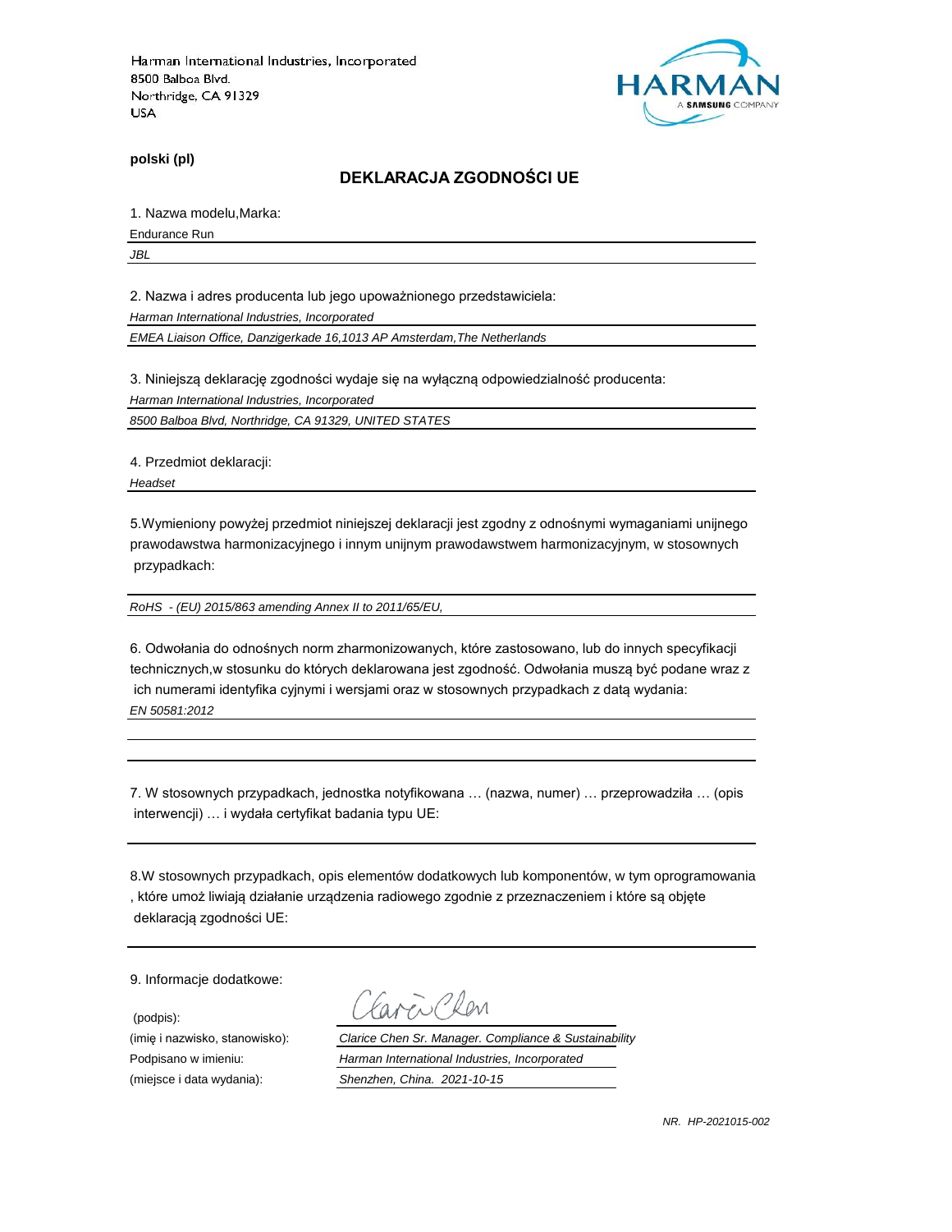Harman International Industries, Incorporated
8500 Balboa Blvd.
Northridge, CA 91329
USA

**polski (pl)**

## DEKLARACJA ZGODNOŚCI UE

1. Nazwa modelu,Marka:

Endurance Run

*JBL*

2. Nazwa i adres producenta lub jego upoważnionego przedstawiciela:

*Harman International Industries, Incorporated*

*EMEA Liaison Office, Danzigerkade 16,1013 AP Amsterdam,The Netherlands*

3. Niniejszą deklarację zgodności wydaje się na wyłączną odpowiedzialność producenta:

*Harman International Industries, Incorporated*

*8500 Balboa Blvd, Northridge, CA 91329, UNITED STATES*

4. Przedmiot deklaracji:

*Headset*

5.Wymieniony powyżej przedmiot niniejszej deklaracji jest zgodny z odnośnymi wymaganiami unijnego prawodawstwa harmonizacyjnego i innym unijnym prawodawstwem harmonizacyjnym, w stosownych przypadkach:

*RoHS - (EU) 2015/863 amending Annex II to 2011/65/EU,*

6. Odwołania do odnośnych norm zharmonizowanych, które zastosowano, lub do innych specyfikacji technicznych,w stosunku do których deklarowana jest zgodność. Odwołania muszą być podane wraz z ich numerami identyfika cyjnymi i wersjami oraz w stosownych przypadkach z datą wydania:

*EN 50581:2012*

7. W stosownych przypadkach, jednostka notyfikowana … (nazwa, numer) … przeprowadziła … (opis interwencji) … i wydała certyfikat badania typu UE:

8.W stosownych przypadkach, opis elementów dodatkowych lub komponentów, w tym oprogramowania , które umoż liwiają działanie urządzenia radiowego zgodnie z przeznaczeniem i które są objęte deklaracją zgodności UE:

9. Informacje dodatkowe:

(podpis):

(imię i nazwisko, stanowisko): *Clarice Chen Sr. Manager. Compliance & Sustainability*

Podpisano w imieniu: *Harman International Industries, Incorporated*

(miejsce i data wydania): *Shenzhen, China. 2021-10-15*

*NR. HP-2021015-002*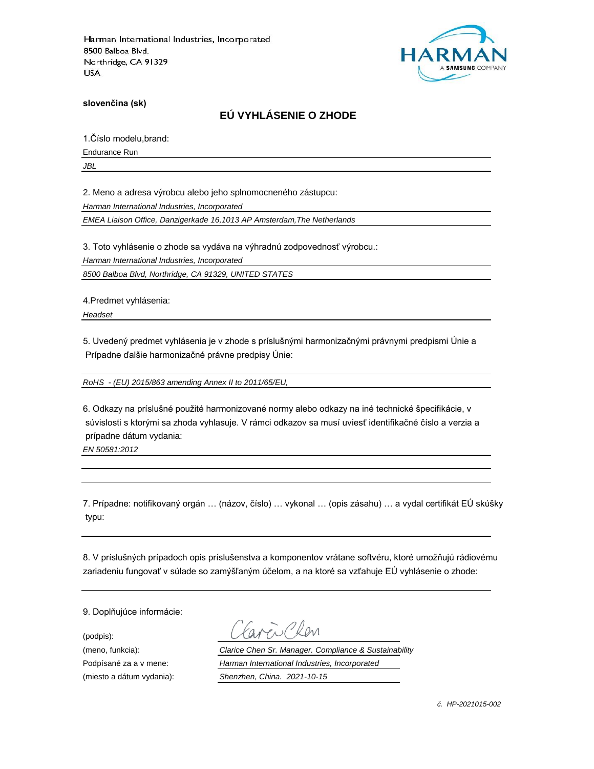Harman International Industries, Incorporated
8500 Balboa Blvd.
Northridge, CA 91329
USA

HARMAN
A SAMSUNG COMPANY

**slovenčina (sk)**

## EÚ VYHLÁSENIE O ZHODE

1.Číslo modelu,brand:

Endurance Run

*JBL*

2. Meno a adresa výrobcu alebo jeho splnomocneného zástupcu:

*Harman International Industries, Incorporated*

*EMEA Liaison Office, Danzigerkade 16,1013 AP Amsterdam,The Netherlands*

3. Toto vyhlásenie o zhode sa vydáva na výhradnú zodpovednosť výrobcu.:

*Harman International Industries, Incorporated*

*8500 Balboa Blvd, Northridge, CA 91329, UNITED STATES*

4.Predmet vyhlásenia:

*Headset*

5. Uvedený predmet vyhlásenia je v zhode s príslušnými harmonizačnými právnymi predpismi Únie a Prípadne ďalšie harmonizačné právne predpisy Únie:

*RoHS - (EU) 2015/863 amending Annex II to 2011/65/EU,*

6. Odkazy na príslušné použité harmonizované normy alebo odkazy na iné technické špecifikácie, v súvislosti s ktorými sa zhoda vyhlasuje. V rámci odkazov sa musí uviesť identifikačné číslo a verzia a prípadne dátum vydania:

*EN 50581:2012*

7. Prípadne: notifikovaný orgán … (názov, číslo) … vykonal … (opis zásahu) … a vydal certifikát EÚ skúšky typu:

8. V príslušných prípadoch opis príslušenstva a komponentov vrátane softvéru, ktoré umožňujú rádiovému zariadeniu fungovať v súlade so zamýšľaným účelom, a na ktoré sa vzťahuje EÚ vyhlásenie o zhode:

9. Doplňujúce informácie:

(podpis): Clarice Chen

(meno, funkcia): *Clarice Chen Sr. Manager. Compliance & Sustainability*

Podpísané za a v mene: *Harman International Industries, Incorporated*

(miesto a dátum vydania): *Shenzhen, China. 2021-10-15*

*č. HP-2021015-002*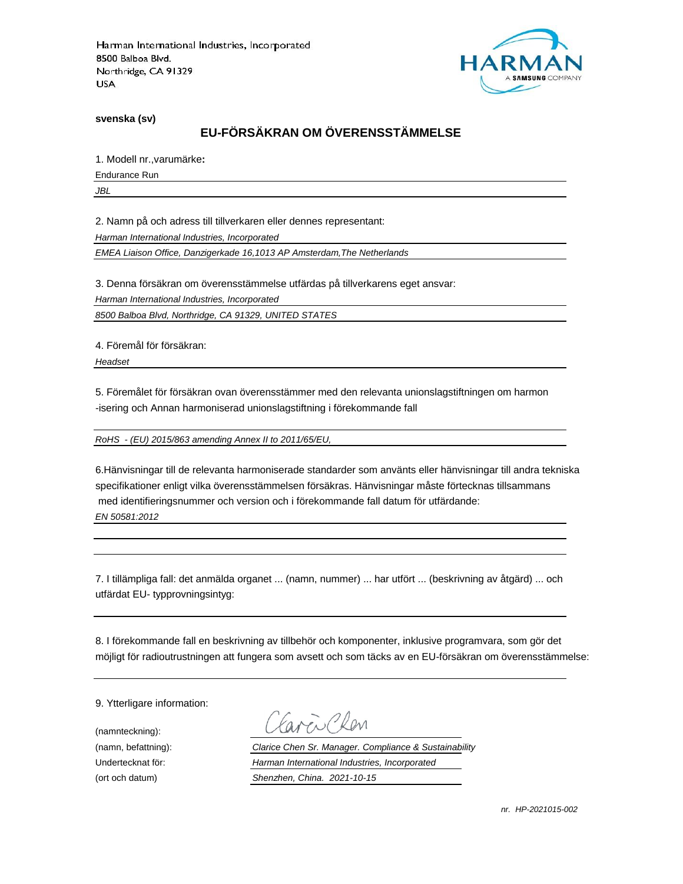Harman International Industries, Incorporated
8500 Balboa Blvd.
Northridge, CA 91329
USA

HARMAN
A SAMSUNG COMPANY

**svenska (sv)**

## EU-FÖRSÄKRAN OM ÖVERENSSTÄMMELSE

1. Modell nr.,varumärke**:**

Endurance Run

*JBL*

2. Namn på och adress till tillverkaren eller dennes representant:

*Harman International Industries, Incorporated*

*EMEA Liaison Office, Danzigerkade 16,1013 AP Amsterdam,The Netherlands*

3. Denna försäkran om överensstämmelse utfärdas på tillverkarens eget ansvar:

*Harman International Industries, Incorporated*

*8500 Balboa Blvd, Northridge, CA 91329, UNITED STATES*

4. Föremål för försäkran:

*Headset*

5. Föremålet för försäkran ovan överensstämmer med den relevanta unionslagstiftningen om harmon -isering och Annan harmoniserad unionslagstiftning i förekommande fall

*RoHS - (EU) 2015/863 amending Annex II to 2011/65/EU,*

6.Hänvisningar till de relevanta harmoniserade standarder som använts eller hänvisningar till andra tekniska specifikationer enligt vilka överensstämmelsen försäkras. Hänvisningar måste förtecknas tillsammans med identifieringsnummer och version och i förekommande fall datum för utfärdande:

*EN 50581:2012*

7. I tillämpliga fall: det anmälda organet ... (namn, nummer) ... har utfört ... (beskrivning av åtgärd) ... och utfärdat EU- typprovningsintyg:

8. I förekommande fall en beskrivning av tillbehör och komponenter, inklusive programvara, som gör det möjligt för radioutrustningen att fungera som avsett och som täcks av en EU-försäkran om överensstämmelse:

9. Ytterligare information:

(namnteckning): Clarice Chen

(namn, befattning): *Clarice Chen Sr. Manager. Compliance & Sustainability*

Undertecknat för: *Harman International Industries, Incorporated*

(ort och datum) *Shenzhen, China. 2021-10-15*

*nr. HP-2021015-002*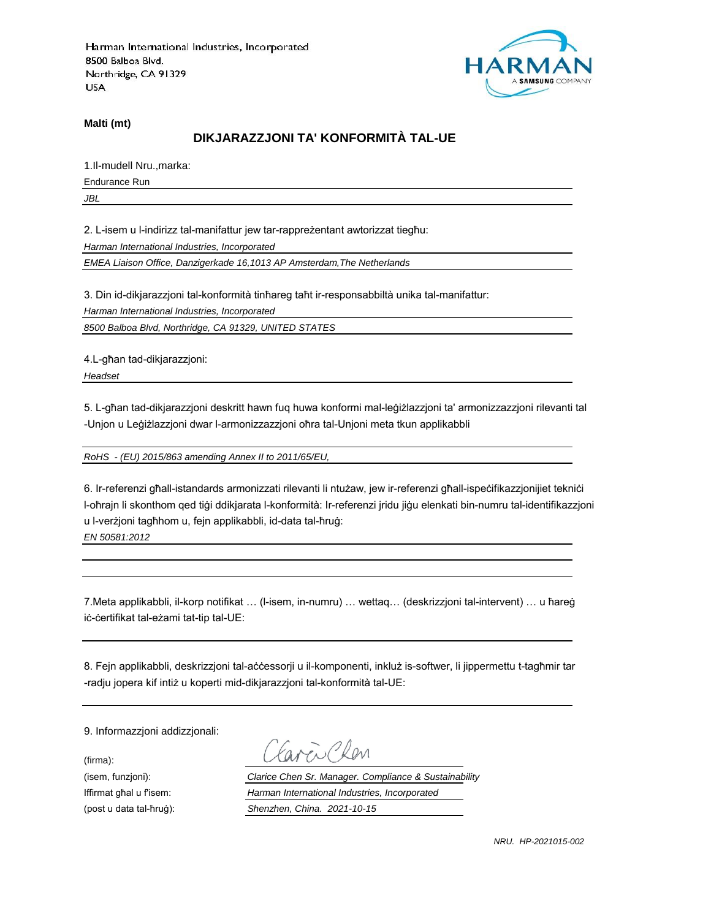Harman International Industries, Incorporated
8500 Balboa Blvd.
Northridge, CA 91329
USA

**Malti (mt)**

## DIKJARAZZJONI TA' KONFORMITÀ TAL-UE

1.Il-mudell Nru.,marka:

Endurance Run

*JBL*

2. L-isem u l-indirizz tal-manifattur jew tar-rappreżentant awtorizzat tiegħu:

*Harman International Industries, Incorporated*

*EMEA Liaison Office, Danzigerkade 16,1013 AP Amsterdam,The Netherlands*

3. Din id-dikjarazzjoni tal-konformità tinħareg taħt ir-responsabbiltà unika tal-manifattur:

*Harman International Industries, Incorporated*

*8500 Balboa Blvd, Northridge, CA 91329, UNITED STATES*

4.L-għan tad-dikjarazzjoni:

*Headset*

5. L-għan tad-dikjarazzjoni deskritt hawn fuq huwa konformi mal-leġiżlazzjoni ta' armonizzazzjoni rilevanti tal -Unjon u Leġiżlazzjoni dwar l-armonizzazzjoni oħra tal-Unjoni meta tkun applikabbli

*RoHS - (EU) 2015/863 amending Annex II to 2011/65/EU,*

6. Ir-referenzi għall-istandards armonizzati rilevanti li ntużaw, jew ir-referenzi għall-ispeċifikazzjonijiet tekniċi l-oħrajn li skonthom qed tiġi ddikjarata l-konformità: Ir-referenzi jridu jiġu elenkati bin-numru tal-identifikazzjoni u l-verżjoni tagħhom u, fejn applikabbli, id-data tal-ħruġ:

*EN 50581:2012*

7.Meta applikabbli, il-korp notifikat … (l-isem, in-numru) … wettaq… (deskrizzjoni tal-intervent) … u ħareġ iċ-ċertifikat tal-eżami tat-tip tal-UE:

8. Fejn applikabbli, deskrizzjoni tal-aċċessorji u il-komponenti, inkluż is-softwer, li jippermettu t-tagħmir tar -radju jopera kif intiż u koperti mid-dikjarazzjoni tal-konformità tal-UE:

9. Informazzjoni addizzjonali:

(firma):

(isem, funzjoni): *Clarice Chen Sr. Manager. Compliance & Sustainability*

Iffirmat għal u f'isem: *Harman International Industries, Incorporated*

(post u data tal-ħruġ): *Shenzhen, China. 2021-10-15*

*NRU. HP-2021015-002*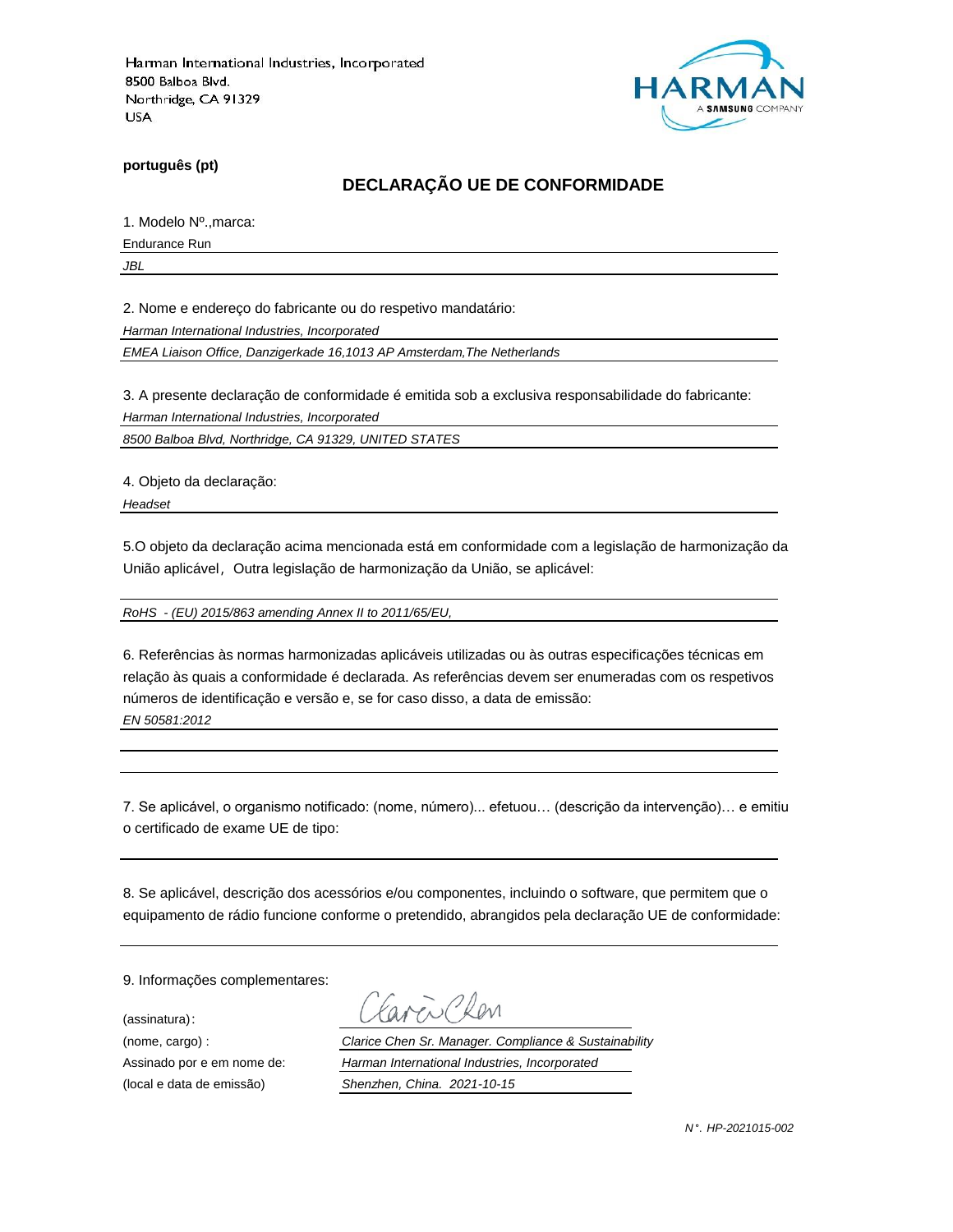Harman International Industries, Incorporated
8500 Balboa Blvd.
Northridge, CA 91329
USA

HARMAN
A SAMSUNG COMPANY

**português (pt)**

## DECLARAÇÃO UE DE CONFORMIDADE

1. Modelo Nº.,marca:

Endurance Run

*JBL*

2. Nome e endereço do fabricante ou do respetivo mandatário:

*Harman International Industries, Incorporated*

*EMEA Liaison Office, Danzigerkade 16,1013 AP Amsterdam,The Netherlands*

3. A presente declaração de conformidade é emitida sob a exclusiva responsabilidade do fabricante:

*Harman International Industries, Incorporated*

*8500 Balboa Blvd, Northridge, CA 91329, UNITED STATES*

4. Objeto da declaração:

*Headset*

5.O objeto da declaração acima mencionada está em conformidade com a legislação de harmonização da União aplicável，Outra legislação de harmonização da União, se aplicável:

*RoHS - (EU) 2015/863 amending Annex II to 2011/65/EU,*

6. Referências às normas harmonizadas aplicáveis utilizadas ou às outras especificações técnicas em relação às quais a conformidade é declarada. As referências devem ser enumeradas com os respetivos números de identificação e versão e, se for caso disso, a data de emissão:

*EN 50581:2012*

7. Se aplicável, o organismo notificado: (nome, número)... efetuou… (descrição da intervenção)… e emitiu o certificado de exame UE de tipo:

8. Se aplicável, descrição dos acessórios e/ou componentes, incluindo o software, que permitem que o equipamento de rádio funcione conforme o pretendido, abrangidos pela declaração UE de conformidade:

9. Informações complementares:

(assinatura):

(nome, cargo) : *Clarice Chen Sr. Manager. Compliance & Sustainability*

Assinado por e em nome de: *Harman International Industries, Incorporated*

(local e data de emissão) *Shenzhen, China. 2021-10-15*

*N°. HP-2021015-002*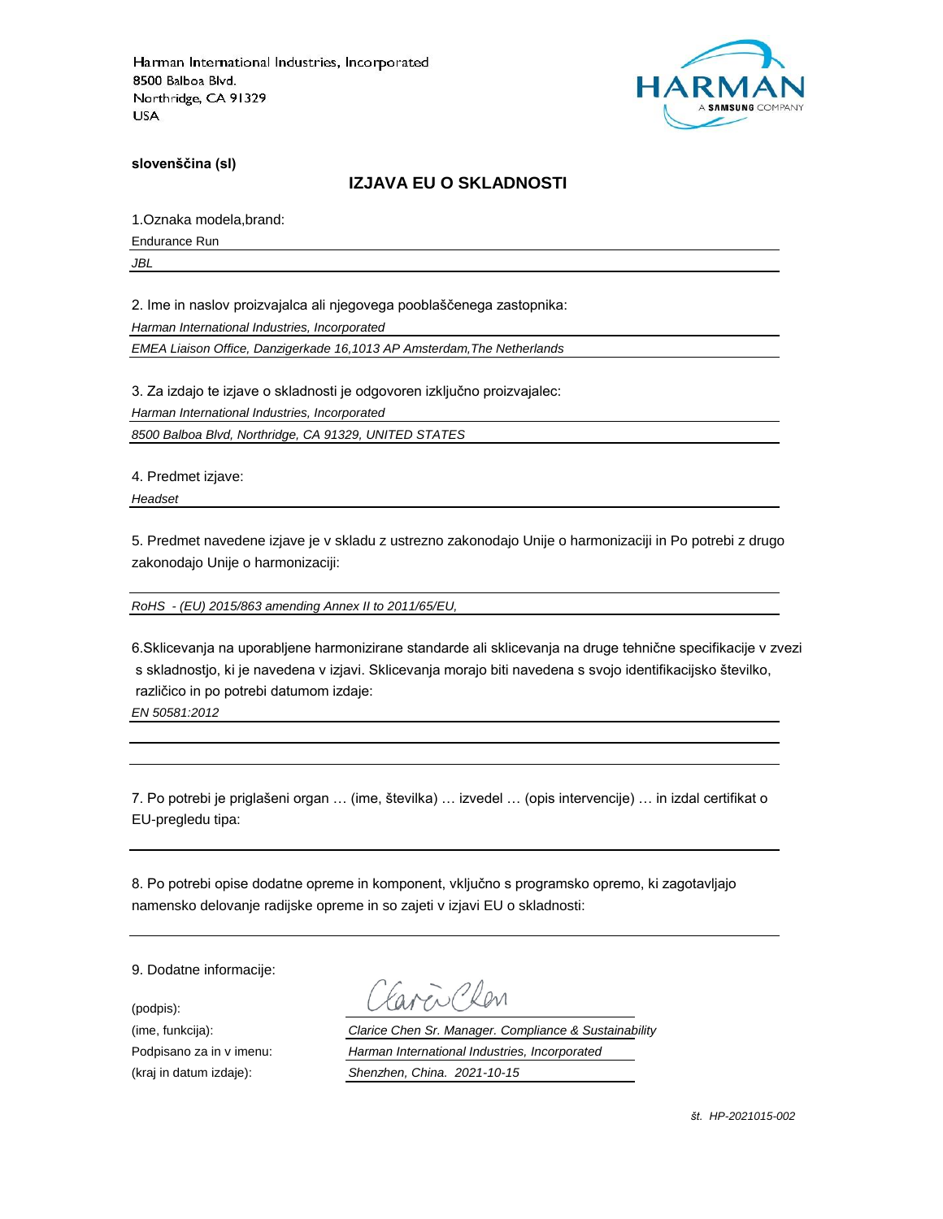Harman International Industries, Incorporated
8500 Balboa Blvd.
Northridge, CA 91329
USA

HARMAN
A SAMSUNG COMPANY

**slovenščina (sl)**

## IZJAVA EU O SKLADNOSTI

1.Oznaka modela,brand:

Endurance Run

*JBL*

2. Ime in naslov proizvajalca ali njegovega pooblaščenega zastopnika:

*Harman International Industries, Incorporated*

*EMEA Liaison Office, Danzigerkade 16,1013 AP Amsterdam,The Netherlands*

3. Za izdajo te izjave o skladnosti je odgovoren izključno proizvajalec:

*Harman International Industries, Incorporated*

*8500 Balboa Blvd, Northridge, CA 91329, UNITED STATES*

4. Predmet izjave:

*Headset*

5. Predmet navedene izjave je v skladu z ustrezno zakonodajo Unije o harmonizaciji in Po potrebi z drugo zakonodajo Unije o harmonizaciji:

*RoHS - (EU) 2015/863 amending Annex II to 2011/65/EU,*

6.Sklicevanja na uporabljene harmonizirane standarde ali sklicevanja na druge tehnične specifikacije v zvezi s skladnostjo, ki je navedena v izjavi. Sklicevanja morajo biti navedena s svojo identifikacijsko številko, različico in po potrebi datumom izdaje:

*EN 50581:2012*

7. Po potrebi je priglašeni organ … (ime, številka) … izvedel … (opis intervencije) … in izdal certifikat o EU-pregledu tipa:

8. Po potrebi opise dodatne opreme in komponent, vključno s programsko opremo, ki zagotavljajo namensko delovanje radijske opreme in so zajeti v izjavi EU o skladnosti:

9. Dodatne informacije:

| | |
|---|---|
| (podpis): | Clarice Chen |
| (ime, funkcija): | *Clarice Chen Sr. Manager. Compliance & Sustainability* |
| Podpisano za in v imenu: | *Harman International Industries, Incorporated* |
| (kraj in datum izdaje): | *Shenzhen, China. 2021-10-15* |

*št. HP-2021015-002*